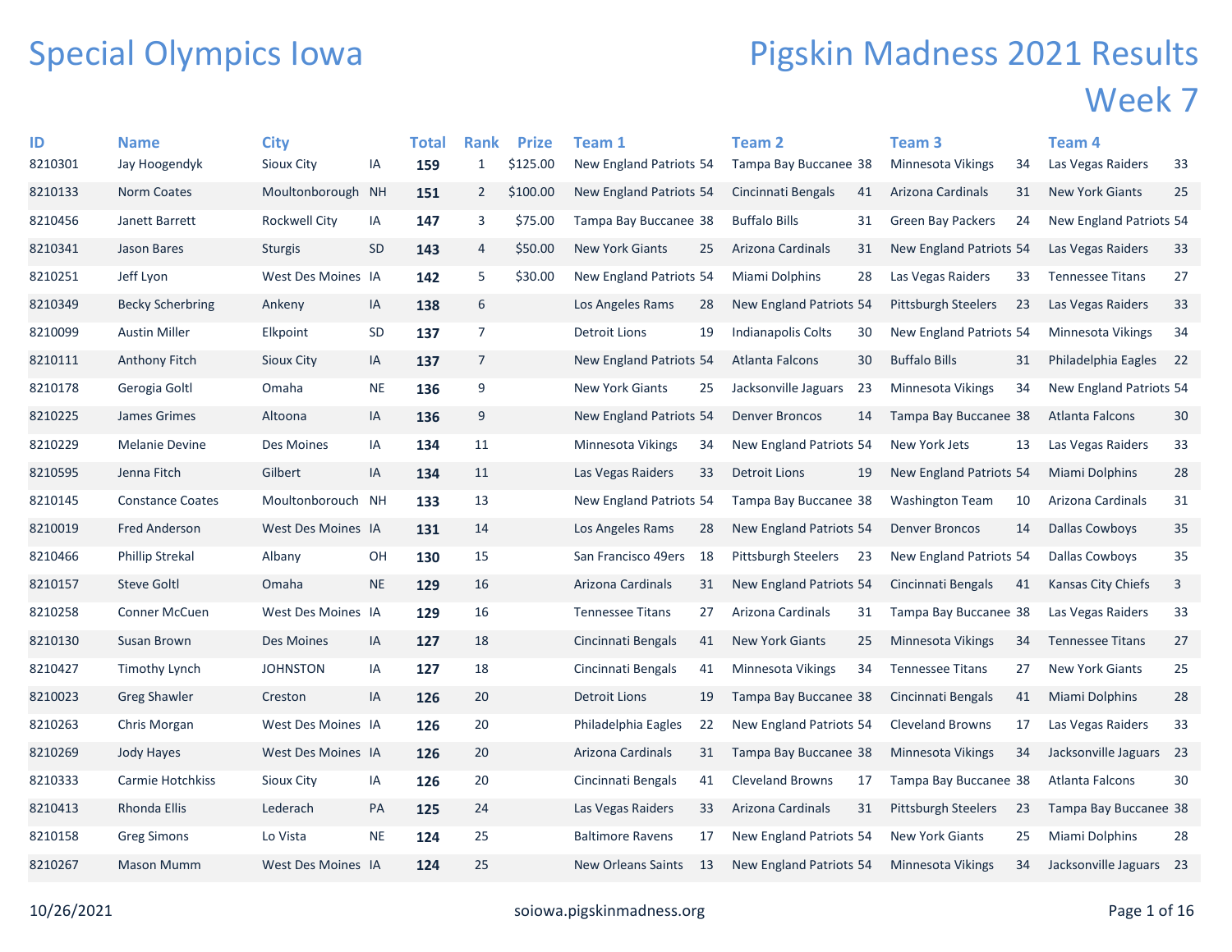# Special Olympics Iowa

# Pigskin Madness 2021 Results

## Week 7

| ID | Name | City | | Total | Rank | Prize | Team 1 | | Team 2 | | Team 3 | | Team 4 | |
|---|---|---|---|---|---|---|---|---|---|---|---|---|---|---|
| 8210301 | Jay Hoogendyk | Sioux City | IA | **159** | 1 | $125.00 | New England Patriots | 54 | Tampa Bay Buccanee | 38 | Minnesota Vikings | 34 | Las Vegas Raiders | 33 |
| 8210133 | Norm Coates | Moultonborough | NH | **151** | 2 | $100.00 | New England Patriots | 54 | Cincinnati Bengals | 41 | Arizona Cardinals | 31 | New York Giants | 25 |
| 8210456 | Janett Barrett | Rockwell City | IA | **147** | 3 | $75.00 | Tampa Bay Buccanee | 38 | Buffalo Bills | 31 | Green Bay Packers | 24 | New England Patriots | 54 |
| 8210341 | Jason Bares | Sturgis | SD | **143** | 4 | $50.00 | New York Giants | 25 | Arizona Cardinals | 31 | New England Patriots | 54 | Las Vegas Raiders | 33 |
| 8210251 | Jeff Lyon | West Des Moines | IA | **142** | 5 | $30.00 | New England Patriots | 54 | Miami Dolphins | 28 | Las Vegas Raiders | 33 | Tennessee Titans | 27 |
| 8210349 | Becky Scherbring | Ankeny | IA | **138** | 6 | | Los Angeles Rams | 28 | New England Patriots | 54 | Pittsburgh Steelers | 23 | Las Vegas Raiders | 33 |
| 8210099 | Austin Miller | Elkpoint | SD | **137** | 7 | | Detroit Lions | 19 | Indianapolis Colts | 30 | New England Patriots | 54 | Minnesota Vikings | 34 |
| 8210111 | Anthony Fitch | Sioux City | IA | **137** | 7 | | New England Patriots | 54 | Atlanta Falcons | 30 | Buffalo Bills | 31 | Philadelphia Eagles | 22 |
| 8210178 | Gerogia Goltl | Omaha | NE | **136** | 9 | | New York Giants | 25 | Jacksonville Jaguars | 23 | Minnesota Vikings | 34 | New England Patriots | 54 |
| 8210225 | James Grimes | Altoona | IA | **136** | 9 | | New England Patriots | 54 | Denver Broncos | 14 | Tampa Bay Buccanee | 38 | Atlanta Falcons | 30 |
| 8210229 | Melanie Devine | Des Moines | IA | **134** | 11 | | Minnesota Vikings | 34 | New England Patriots | 54 | New York Jets | 13 | Las Vegas Raiders | 33 |
| 8210595 | Jenna Fitch | Gilbert | IA | **134** | 11 | | Las Vegas Raiders | 33 | Detroit Lions | 19 | New England Patriots | 54 | Miami Dolphins | 28 |
| 8210145 | Constance Coates | Moultonborouch | NH | **133** | 13 | | New England Patriots | 54 | Tampa Bay Buccanee | 38 | Washington Team | 10 | Arizona Cardinals | 31 |
| 8210019 | Fred Anderson | West Des Moines | IA | **131** | 14 | | Los Angeles Rams | 28 | New England Patriots | 54 | Denver Broncos | 14 | Dallas Cowboys | 35 |
| 8210466 | Phillip Strekal | Albany | OH | **130** | 15 | | San Francisco 49ers | 18 | Pittsburgh Steelers | 23 | New England Patriots | 54 | Dallas Cowboys | 35 |
| 8210157 | Steve Goltl | Omaha | NE | **129** | 16 | | Arizona Cardinals | 31 | New England Patriots | 54 | Cincinnati Bengals | 41 | Kansas City Chiefs | 3 |
| 8210258 | Conner McCuen | West Des Moines | IA | **129** | 16 | | Tennessee Titans | 27 | Arizona Cardinals | 31 | Tampa Bay Buccanee | 38 | Las Vegas Raiders | 33 |
| 8210130 | Susan Brown | Des Moines | IA | **127** | 18 | | Cincinnati Bengals | 41 | New York Giants | 25 | Minnesota Vikings | 34 | Tennessee Titans | 27 |
| 8210427 | Timothy Lynch | JOHNSTON | IA | **127** | 18 | | Cincinnati Bengals | 41 | Minnesota Vikings | 34 | Tennessee Titans | 27 | New York Giants | 25 |
| 8210023 | Greg Shawler | Creston | IA | **126** | 20 | | Detroit Lions | 19 | Tampa Bay Buccanee | 38 | Cincinnati Bengals | 41 | Miami Dolphins | 28 |
| 8210263 | Chris Morgan | West Des Moines | IA | **126** | 20 | | Philadelphia Eagles | 22 | New England Patriots | 54 | Cleveland Browns | 17 | Las Vegas Raiders | 33 |
| 8210269 | Jody Hayes | West Des Moines | IA | **126** | 20 | | Arizona Cardinals | 31 | Tampa Bay Buccanee | 38 | Minnesota Vikings | 34 | Jacksonville Jaguars | 23 |
| 8210333 | Carmie Hotchkiss | Sioux City | IA | **126** | 20 | | Cincinnati Bengals | 41 | Cleveland Browns | 17 | Tampa Bay Buccanee | 38 | Atlanta Falcons | 30 |
| 8210413 | Rhonda Ellis | Lederach | PA | **125** | 24 | | Las Vegas Raiders | 33 | Arizona Cardinals | 31 | Pittsburgh Steelers | 23 | Tampa Bay Buccanee | 38 |
| 8210158 | Greg Simons | Lo Vista | NE | **124** | 25 | | Baltimore Ravens | 17 | New England Patriots | 54 | New York Giants | 25 | Miami Dolphins | 28 |
| 8210267 | Mason Mumm | West Des Moines | IA | **124** | 25 | | New Orleans Saints | 13 | New England Patriots | 54 | Minnesota Vikings | 34 | Jacksonville Jaguars | 23 |

10/26/2021 soiowa.pigskinmadness.org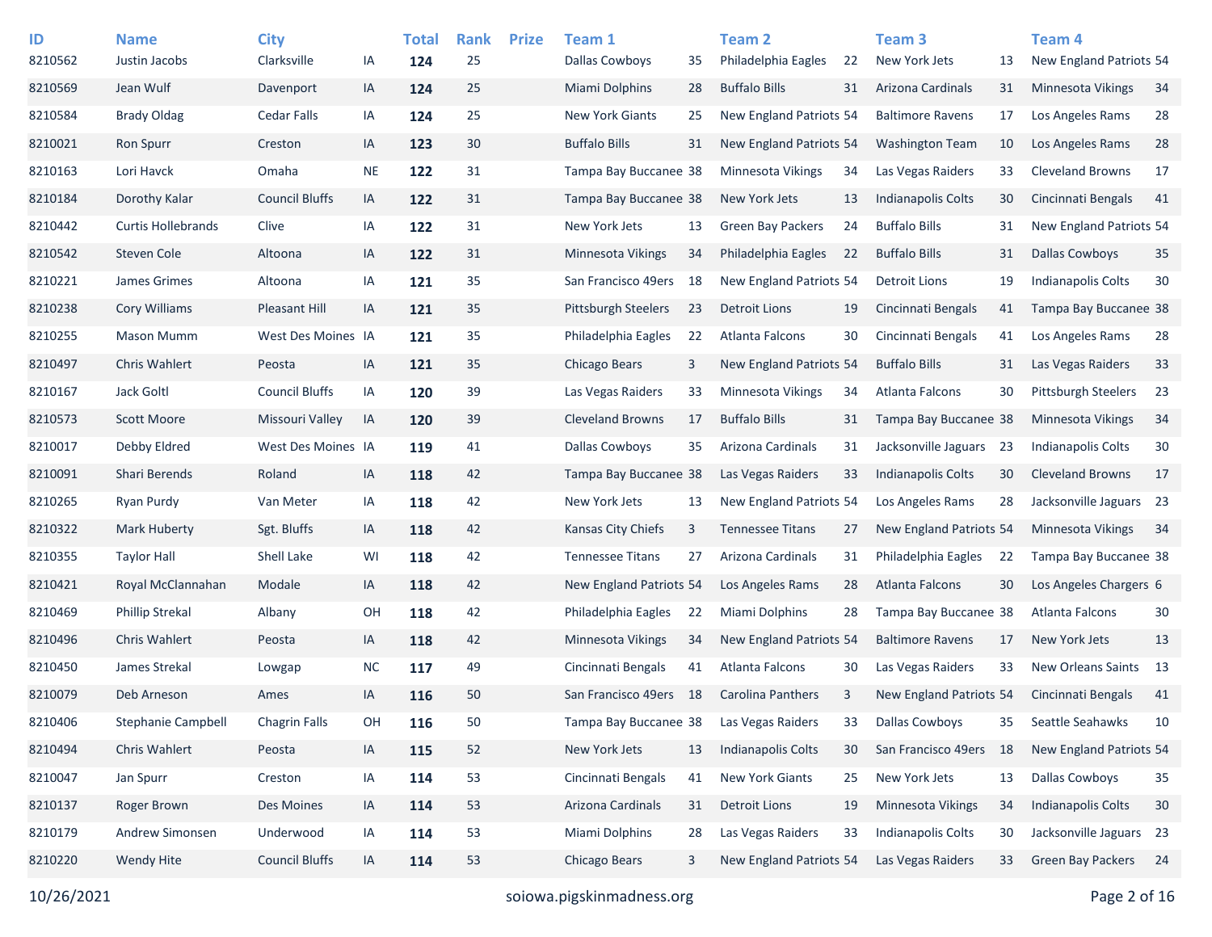| ID | Name | City | | Total | Rank | Prize | Team 1 | | Team 2 | | Team 3 | | Team 4 | |
|---|---|---|---|---|---|---|---|---|---|---|---|---|---|---|
| 8210562 | Justin Jacobs | Clarksville | IA | **124** | 25 | | Dallas Cowboys | 35 | Philadelphia Eagles | 22 | New York Jets | 13 | New England Patriots | 54 |
| 8210569 | Jean Wulf | Davenport | IA | **124** | 25 | | Miami Dolphins | 28 | Buffalo Bills | 31 | Arizona Cardinals | 31 | Minnesota Vikings | 34 |
| 8210584 | Brady Oldag | Cedar Falls | IA | **124** | 25 | | New York Giants | 25 | New England Patriots | 54 | Baltimore Ravens | 17 | Los Angeles Rams | 28 |
| 8210021 | Ron Spurr | Creston | IA | **123** | 30 | | Buffalo Bills | 31 | New England Patriots | 54 | Washington Team | 10 | Los Angeles Rams | 28 |
| 8210163 | Lori Havck | Omaha | NE | **122** | 31 | | Tampa Bay Buccanee | 38 | Minnesota Vikings | 34 | Las Vegas Raiders | 33 | Cleveland Browns | 17 |
| 8210184 | Dorothy Kalar | Council Bluffs | IA | **122** | 31 | | Tampa Bay Buccanee | 38 | New York Jets | 13 | Indianapolis Colts | 30 | Cincinnati Bengals | 41 |
| 8210442 | Curtis Hollebrands | Clive | IA | **122** | 31 | | New York Jets | 13 | Green Bay Packers | 24 | Buffalo Bills | 31 | New England Patriots | 54 |
| 8210542 | Steven Cole | Altoona | IA | **122** | 31 | | Minnesota Vikings | 34 | Philadelphia Eagles | 22 | Buffalo Bills | 31 | Dallas Cowboys | 35 |
| 8210221 | James Grimes | Altoona | IA | **121** | 35 | | San Francisco 49ers | 18 | New England Patriots | 54 | Detroit Lions | 19 | Indianapolis Colts | 30 |
| 8210238 | Cory Williams | Pleasant Hill | IA | **121** | 35 | | Pittsburgh Steelers | 23 | Detroit Lions | 19 | Cincinnati Bengals | 41 | Tampa Bay Buccanee | 38 |
| 8210255 | Mason Mumm | West Des Moines | IA | **121** | 35 | | Philadelphia Eagles | 22 | Atlanta Falcons | 30 | Cincinnati Bengals | 41 | Los Angeles Rams | 28 |
| 8210497 | Chris Wahlert | Peosta | IA | **121** | 35 | | Chicago Bears | 3 | New England Patriots | 54 | Buffalo Bills | 31 | Las Vegas Raiders | 33 |
| 8210167 | Jack Goltl | Council Bluffs | IA | **120** | 39 | | Las Vegas Raiders | 33 | Minnesota Vikings | 34 | Atlanta Falcons | 30 | Pittsburgh Steelers | 23 |
| 8210573 | Scott Moore | Missouri Valley | IA | **120** | 39 | | Cleveland Browns | 17 | Buffalo Bills | 31 | Tampa Bay Buccanee | 38 | Minnesota Vikings | 34 |
| 8210017 | Debby Eldred | West Des Moines | IA | **119** | 41 | | Dallas Cowboys | 35 | Arizona Cardinals | 31 | Jacksonville Jaguars | 23 | Indianapolis Colts | 30 |
| 8210091 | Shari Berends | Roland | IA | **118** | 42 | | Tampa Bay Buccanee | 38 | Las Vegas Raiders | 33 | Indianapolis Colts | 30 | Cleveland Browns | 17 |
| 8210265 | Ryan Purdy | Van Meter | IA | **118** | 42 | | New York Jets | 13 | New England Patriots | 54 | Los Angeles Rams | 28 | Jacksonville Jaguars | 23 |
| 8210322 | Mark Huberty | Sgt. Bluffs | IA | **118** | 42 | | Kansas City Chiefs | 3 | Tennessee Titans | 27 | New England Patriots | 54 | Minnesota Vikings | 34 |
| 8210355 | Taylor Hall | Shell Lake | WI | **118** | 42 | | Tennessee Titans | 27 | Arizona Cardinals | 31 | Philadelphia Eagles | 22 | Tampa Bay Buccanee | 38 |
| 8210421 | Royal McClannahan | Modale | IA | **118** | 42 | | New England Patriots | 54 | Los Angeles Rams | 28 | Atlanta Falcons | 30 | Los Angeles Chargers | 6 |
| 8210469 | Phillip Strekal | Albany | OH | **118** | 42 | | Philadelphia Eagles | 22 | Miami Dolphins | 28 | Tampa Bay Buccanee | 38 | Atlanta Falcons | 30 |
| 8210496 | Chris Wahlert | Peosta | IA | **118** | 42 | | Minnesota Vikings | 34 | New England Patriots | 54 | Baltimore Ravens | 17 | New York Jets | 13 |
| 8210450 | James Strekal | Lowgap | NC | **117** | 49 | | Cincinnati Bengals | 41 | Atlanta Falcons | 30 | Las Vegas Raiders | 33 | New Orleans Saints | 13 |
| 8210079 | Deb Arneson | Ames | IA | **116** | 50 | | San Francisco 49ers | 18 | Carolina Panthers | 3 | New England Patriots | 54 | Cincinnati Bengals | 41 |
| 8210406 | Stephanie Campbell | Chagrin Falls | OH | **116** | 50 | | Tampa Bay Buccanee | 38 | Las Vegas Raiders | 33 | Dallas Cowboys | 35 | Seattle Seahawks | 10 |
| 8210494 | Chris Wahlert | Peosta | IA | **115** | 52 | | New York Jets | 13 | Indianapolis Colts | 30 | San Francisco 49ers | 18 | New England Patriots | 54 |
| 8210047 | Jan Spurr | Creston | IA | **114** | 53 | | Cincinnati Bengals | 41 | New York Giants | 25 | New York Jets | 13 | Dallas Cowboys | 35 |
| 8210137 | Roger Brown | Des Moines | IA | **114** | 53 | | Arizona Cardinals | 31 | Detroit Lions | 19 | Minnesota Vikings | 34 | Indianapolis Colts | 30 |
| 8210179 | Andrew Simonsen | Underwood | IA | **114** | 53 | | Miami Dolphins | 28 | Las Vegas Raiders | 33 | Indianapolis Colts | 30 | Jacksonville Jaguars | 23 |
| 8210220 | Wendy Hite | Council Bluffs | IA | **114** | 53 | | Chicago Bears | 3 | New England Patriots | 54 | Las Vegas Raiders | 33 | Green Bay Packers | 24 |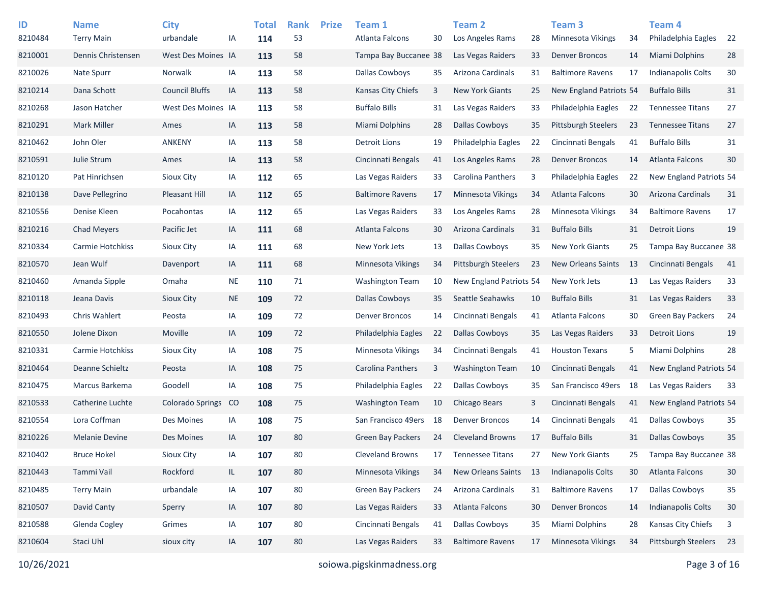| ID | Name | City | | Total | Rank | Prize | Team 1 | | Team 2 | | Team 3 | | Team 4 | |
|---|---|---|---|---|---|---|---|---|---|---|---|---|---|---|
| 8210484 | Terry Main | urbandale | IA | **114** | 53 | | Atlanta Falcons | 30 | Los Angeles Rams | 28 | Minnesota Vikings | 34 | Philadelphia Eagles | 22 |
| 8210001 | Dennis Christensen | West Des Moines | IA | **113** | 58 | | Tampa Bay Buccanee | 38 | Las Vegas Raiders | 33 | Denver Broncos | 14 | Miami Dolphins | 28 |
| 8210026 | Nate Spurr | Norwalk | IA | **113** | 58 | | Dallas Cowboys | 35 | Arizona Cardinals | 31 | Baltimore Ravens | 17 | Indianapolis Colts | 30 |
| 8210214 | Dana Schott | Council Bluffs | IA | **113** | 58 | | Kansas City Chiefs | 3 | New York Giants | 25 | New England Patriots | 54 | Buffalo Bills | 31 |
| 8210268 | Jason Hatcher | West Des Moines | IA | **113** | 58 | | Buffalo Bills | 31 | Las Vegas Raiders | 33 | Philadelphia Eagles | 22 | Tennessee Titans | 27 |
| 8210291 | Mark Miller | Ames | IA | **113** | 58 | | Miami Dolphins | 28 | Dallas Cowboys | 35 | Pittsburgh Steelers | 23 | Tennessee Titans | 27 |
| 8210462 | John Oler | ANKENY | IA | **113** | 58 | | Detroit Lions | 19 | Philadelphia Eagles | 22 | Cincinnati Bengals | 41 | Buffalo Bills | 31 |
| 8210591 | Julie Strum | Ames | IA | **113** | 58 | | Cincinnati Bengals | 41 | Los Angeles Rams | 28 | Denver Broncos | 14 | Atlanta Falcons | 30 |
| 8210120 | Pat Hinrichsen | Sioux City | IA | **112** | 65 | | Las Vegas Raiders | 33 | Carolina Panthers | 3 | Philadelphia Eagles | 22 | New England Patriots | 54 |
| 8210138 | Dave Pellegrino | Pleasant Hill | IA | **112** | 65 | | Baltimore Ravens | 17 | Minnesota Vikings | 34 | Atlanta Falcons | 30 | Arizona Cardinals | 31 |
| 8210556 | Denise Kleen | Pocahontas | IA | **112** | 65 | | Las Vegas Raiders | 33 | Los Angeles Rams | 28 | Minnesota Vikings | 34 | Baltimore Ravens | 17 |
| 8210216 | Chad Meyers | Pacific Jet | IA | **111** | 68 | | Atlanta Falcons | 30 | Arizona Cardinals | 31 | Buffalo Bills | 31 | Detroit Lions | 19 |
| 8210334 | Carmie Hotchkiss | Sioux City | IA | **111** | 68 | | New York Jets | 13 | Dallas Cowboys | 35 | New York Giants | 25 | Tampa Bay Buccanee | 38 |
| 8210570 | Jean Wulf | Davenport | IA | **111** | 68 | | Minnesota Vikings | 34 | Pittsburgh Steelers | 23 | New Orleans Saints | 13 | Cincinnati Bengals | 41 |
| 8210460 | Amanda Sipple | Omaha | NE | **110** | 71 | | Washington Team | 10 | New England Patriots | 54 | New York Jets | 13 | Las Vegas Raiders | 33 |
| 8210118 | Jeana Davis | Sioux City | NE | **109** | 72 | | Dallas Cowboys | 35 | Seattle Seahawks | 10 | Buffalo Bills | 31 | Las Vegas Raiders | 33 |
| 8210493 | Chris Wahlert | Peosta | IA | **109** | 72 | | Denver Broncos | 14 | Cincinnati Bengals | 41 | Atlanta Falcons | 30 | Green Bay Packers | 24 |
| 8210550 | Jolene Dixon | Moville | IA | **109** | 72 | | Philadelphia Eagles | 22 | Dallas Cowboys | 35 | Las Vegas Raiders | 33 | Detroit Lions | 19 |
| 8210331 | Carmie Hotchkiss | Sioux City | IA | **108** | 75 | | Minnesota Vikings | 34 | Cincinnati Bengals | 41 | Houston Texans | 5 | Miami Dolphins | 28 |
| 8210464 | Deanne Schieltz | Peosta | IA | **108** | 75 | | Carolina Panthers | 3 | Washington Team | 10 | Cincinnati Bengals | 41 | New England Patriots | 54 |
| 8210475 | Marcus Barkema | Goodell | IA | **108** | 75 | | Philadelphia Eagles | 22 | Dallas Cowboys | 35 | San Francisco 49ers | 18 | Las Vegas Raiders | 33 |
| 8210533 | Catherine Luchte | Colorado Springs | CO | **108** | 75 | | Washington Team | 10 | Chicago Bears | 3 | Cincinnati Bengals | 41 | New England Patriots | 54 |
| 8210554 | Lora Coffman | Des Moines | IA | **108** | 75 | | San Francisco 49ers | 18 | Denver Broncos | 14 | Cincinnati Bengals | 41 | Dallas Cowboys | 35 |
| 8210226 | Melanie Devine | Des Moines | IA | **107** | 80 | | Green Bay Packers | 24 | Cleveland Browns | 17 | Buffalo Bills | 31 | Dallas Cowboys | 35 |
| 8210402 | Bruce Hokel | Sioux City | IA | **107** | 80 | | Cleveland Browns | 17 | Tennessee Titans | 27 | New York Giants | 25 | Tampa Bay Buccanee | 38 |
| 8210443 | Tammi Vail | Rockford | IL | **107** | 80 | | Minnesota Vikings | 34 | New Orleans Saints | 13 | Indianapolis Colts | 30 | Atlanta Falcons | 30 |
| 8210485 | Terry Main | urbandale | IA | **107** | 80 | | Green Bay Packers | 24 | Arizona Cardinals | 31 | Baltimore Ravens | 17 | Dallas Cowboys | 35 |
| 8210507 | David Canty | Sperry | IA | **107** | 80 | | Las Vegas Raiders | 33 | Atlanta Falcons | 30 | Denver Broncos | 14 | Indianapolis Colts | 30 |
| 8210588 | Glenda Cogley | Grimes | IA | **107** | 80 | | Cincinnati Bengals | 41 | Dallas Cowboys | 35 | Miami Dolphins | 28 | Kansas City Chiefs | 3 |
| 8210604 | Staci Uhl | sioux city | IA | **107** | 80 | | Las Vegas Raiders | 33 | Baltimore Ravens | 17 | Minnesota Vikings | 34 | Pittsburgh Steelers | 23 |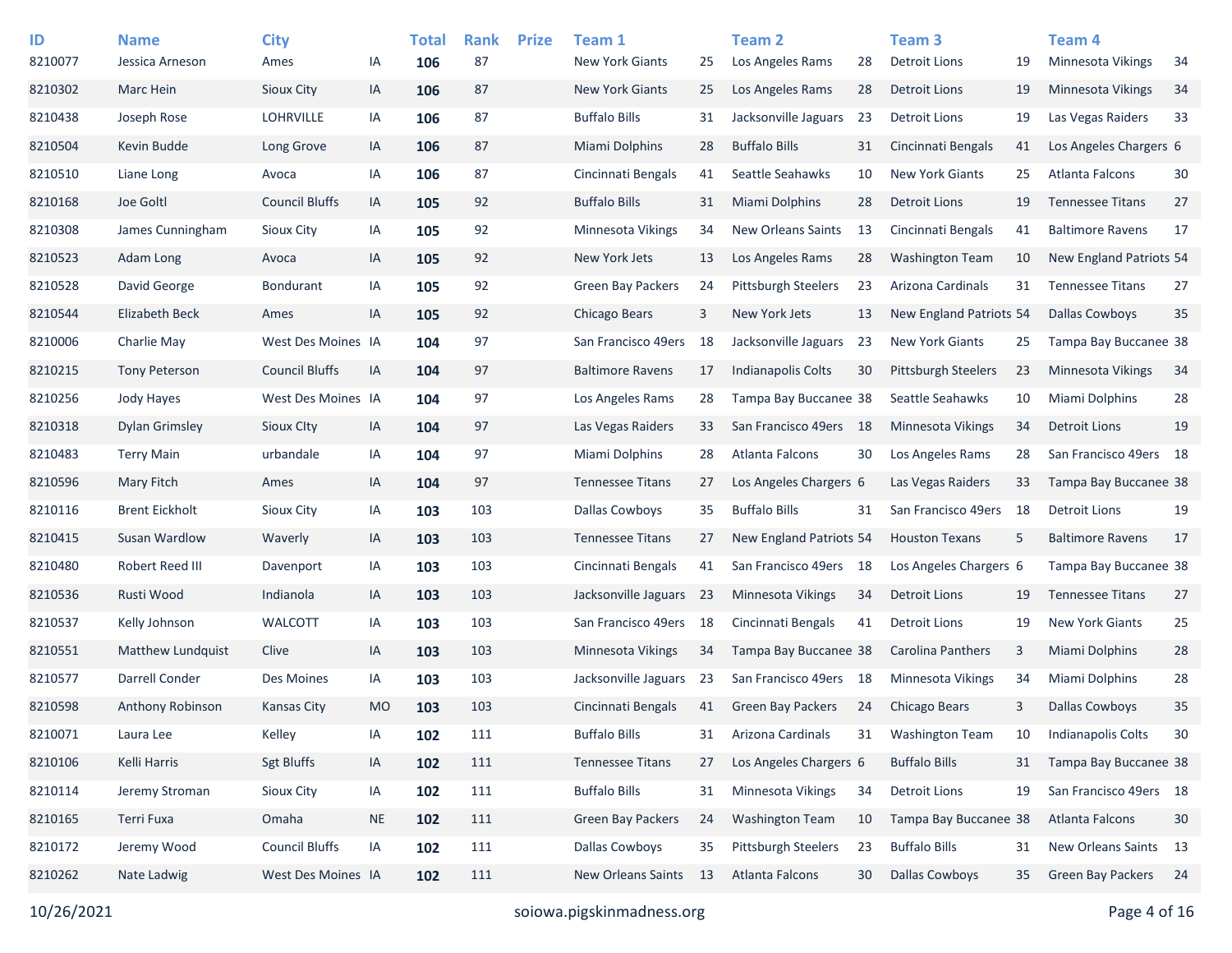| ID | Name | City | | Total | Rank | Prize | Team 1 | | Team 2 | | Team 3 | | Team 4 | |
|---|---|---|---|---|---|---|---|---|---|---|---|---|---|---|
| 8210077 | Jessica Arneson | Ames | IA | **106** | 87 | | New York Giants | 25 | Los Angeles Rams | 28 | Detroit Lions | 19 | Minnesota Vikings | 34 |
| 8210302 | Marc Hein | Sioux City | IA | **106** | 87 | | New York Giants | 25 | Los Angeles Rams | 28 | Detroit Lions | 19 | Minnesota Vikings | 34 |
| 8210438 | Joseph Rose | LOHRVILLE | IA | **106** | 87 | | Buffalo Bills | 31 | Jacksonville Jaguars | 23 | Detroit Lions | 19 | Las Vegas Raiders | 33 |
| 8210504 | Kevin Budde | Long Grove | IA | **106** | 87 | | Miami Dolphins | 28 | Buffalo Bills | 31 | Cincinnati Bengals | 41 | Los Angeles Chargers | 6 |
| 8210510 | Liane Long | Avoca | IA | **106** | 87 | | Cincinnati Bengals | 41 | Seattle Seahawks | 10 | New York Giants | 25 | Atlanta Falcons | 30 |
| 8210168 | Joe Goltl | Council Bluffs | IA | **105** | 92 | | Buffalo Bills | 31 | Miami Dolphins | 28 | Detroit Lions | 19 | Tennessee Titans | 27 |
| 8210308 | James Cunningham | Sioux City | IA | **105** | 92 | | Minnesota Vikings | 34 | New Orleans Saints | 13 | Cincinnati Bengals | 41 | Baltimore Ravens | 17 |
| 8210523 | Adam Long | Avoca | IA | **105** | 92 | | New York Jets | 13 | Los Angeles Rams | 28 | Washington Team | 10 | New England Patriots | 54 |
| 8210528 | David George | Bondurant | IA | **105** | 92 | | Green Bay Packers | 24 | Pittsburgh Steelers | 23 | Arizona Cardinals | 31 | Tennessee Titans | 27 |
| 8210544 | Elizabeth Beck | Ames | IA | **105** | 92 | | Chicago Bears | 3 | New York Jets | 13 | New England Patriots | 54 | Dallas Cowboys | 35 |
| 8210006 | Charlie May | West Des Moines | IA | **104** | 97 | | San Francisco 49ers | 18 | Jacksonville Jaguars | 23 | New York Giants | 25 | Tampa Bay Buccanee | 38 |
| 8210215 | Tony Peterson | Council Bluffs | IA | **104** | 97 | | Baltimore Ravens | 17 | Indianapolis Colts | 30 | Pittsburgh Steelers | 23 | Minnesota Vikings | 34 |
| 8210256 | Jody Hayes | West Des Moines | IA | **104** | 97 | | Los Angeles Rams | 28 | Tampa Bay Buccanee | 38 | Seattle Seahawks | 10 | Miami Dolphins | 28 |
| 8210318 | Dylan Grimsley | Sioux CIty | IA | **104** | 97 | | Las Vegas Raiders | 33 | San Francisco 49ers | 18 | Minnesota Vikings | 34 | Detroit Lions | 19 |
| 8210483 | Terry Main | urbandale | IA | **104** | 97 | | Miami Dolphins | 28 | Atlanta Falcons | 30 | Los Angeles Rams | 28 | San Francisco 49ers | 18 |
| 8210596 | Mary Fitch | Ames | IA | **104** | 97 | | Tennessee Titans | 27 | Los Angeles Chargers | 6 | Las Vegas Raiders | 33 | Tampa Bay Buccanee | 38 |
| 8210116 | Brent Eickholt | Sioux City | IA | **103** | 103 | | Dallas Cowboys | 35 | Buffalo Bills | 31 | San Francisco 49ers | 18 | Detroit Lions | 19 |
| 8210415 | Susan Wardlow | Waverly | IA | **103** | 103 | | Tennessee Titans | 27 | New England Patriots | 54 | Houston Texans | 5 | Baltimore Ravens | 17 |
| 8210480 | Robert Reed III | Davenport | IA | **103** | 103 | | Cincinnati Bengals | 41 | San Francisco 49ers | 18 | Los Angeles Chargers | 6 | Tampa Bay Buccanee | 38 |
| 8210536 | Rusti Wood | Indianola | IA | **103** | 103 | | Jacksonville Jaguars | 23 | Minnesota Vikings | 34 | Detroit Lions | 19 | Tennessee Titans | 27 |
| 8210537 | Kelly Johnson | WALCOTT | IA | **103** | 103 | | San Francisco 49ers | 18 | Cincinnati Bengals | 41 | Detroit Lions | 19 | New York Giants | 25 |
| 8210551 | Matthew Lundquist | Clive | IA | **103** | 103 | | Minnesota Vikings | 34 | Tampa Bay Buccanee | 38 | Carolina Panthers | 3 | Miami Dolphins | 28 |
| 8210577 | Darrell Conder | Des Moines | IA | **103** | 103 | | Jacksonville Jaguars | 23 | San Francisco 49ers | 18 | Minnesota Vikings | 34 | Miami Dolphins | 28 |
| 8210598 | Anthony Robinson | Kansas City | MO | **103** | 103 | | Cincinnati Bengals | 41 | Green Bay Packers | 24 | Chicago Bears | 3 | Dallas Cowboys | 35 |
| 8210071 | Laura Lee | Kelley | IA | **102** | 111 | | Buffalo Bills | 31 | Arizona Cardinals | 31 | Washington Team | 10 | Indianapolis Colts | 30 |
| 8210106 | Kelli Harris | Sgt Bluffs | IA | **102** | 111 | | Tennessee Titans | 27 | Los Angeles Chargers | 6 | Buffalo Bills | 31 | Tampa Bay Buccanee | 38 |
| 8210114 | Jeremy Stroman | Sioux City | IA | **102** | 111 | | Buffalo Bills | 31 | Minnesota Vikings | 34 | Detroit Lions | 19 | San Francisco 49ers | 18 |
| 8210165 | Terri Fuxa | Omaha | NE | **102** | 111 | | Green Bay Packers | 24 | Washington Team | 10 | Tampa Bay Buccanee | 38 | Atlanta Falcons | 30 |
| 8210172 | Jeremy Wood | Council Bluffs | IA | **102** | 111 | | Dallas Cowboys | 35 | Pittsburgh Steelers | 23 | Buffalo Bills | 31 | New Orleans Saints | 13 |
| 8210262 | Nate Ladwig | West Des Moines | IA | **102** | 111 | | New Orleans Saints | 13 | Atlanta Falcons | 30 | Dallas Cowboys | 35 | Green Bay Packers | 24 |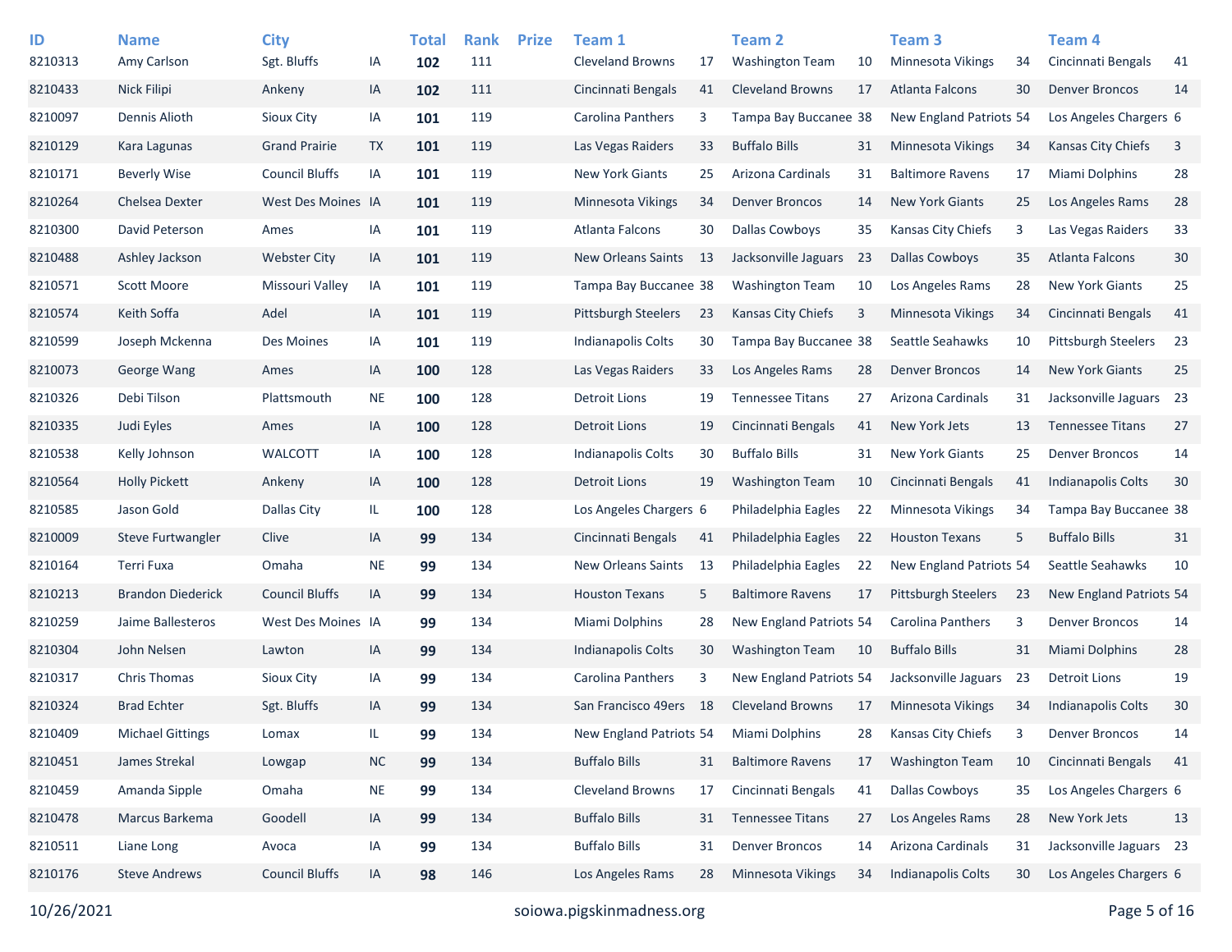| ID | Name | City | | Total | Rank | Prize | Team 1 | | Team 2 | | Team 3 | | Team 4 | |
|---|---|---|---|---|---|---|---|---|---|---|---|---|---|---|
| 8210313 | Amy Carlson | Sgt. Bluffs | IA | **102** | 111 | | Cleveland Browns | 17 | Washington Team | 10 | Minnesota Vikings | 34 | Cincinnati Bengals | 41 |
| 8210433 | Nick Filipi | Ankeny | IA | **102** | 111 | | Cincinnati Bengals | 41 | Cleveland Browns | 17 | Atlanta Falcons | 30 | Denver Broncos | 14 |
| 8210097 | Dennis Alioth | Sioux City | IA | **101** | 119 | | Carolina Panthers | 3 | Tampa Bay Buccanee | 38 | New England Patriots | 54 | Los Angeles Chargers | 6 |
| 8210129 | Kara Lagunas | Grand Prairie | TX | **101** | 119 | | Las Vegas Raiders | 33 | Buffalo Bills | 31 | Minnesota Vikings | 34 | Kansas City Chiefs | 3 |
| 8210171 | Beverly Wise | Council Bluffs | IA | **101** | 119 | | New York Giants | 25 | Arizona Cardinals | 31 | Baltimore Ravens | 17 | Miami Dolphins | 28 |
| 8210264 | Chelsea Dexter | West Des Moines | IA | **101** | 119 | | Minnesota Vikings | 34 | Denver Broncos | 14 | New York Giants | 25 | Los Angeles Rams | 28 |
| 8210300 | David Peterson | Ames | IA | **101** | 119 | | Atlanta Falcons | 30 | Dallas Cowboys | 35 | Kansas City Chiefs | 3 | Las Vegas Raiders | 33 |
| 8210488 | Ashley Jackson | Webster City | IA | **101** | 119 | | New Orleans Saints | 13 | Jacksonville Jaguars | 23 | Dallas Cowboys | 35 | Atlanta Falcons | 30 |
| 8210571 | Scott Moore | Missouri Valley | IA | **101** | 119 | | Tampa Bay Buccanee | 38 | Washington Team | 10 | Los Angeles Rams | 28 | New York Giants | 25 |
| 8210574 | Keith Soffa | Adel | IA | **101** | 119 | | Pittsburgh Steelers | 23 | Kansas City Chiefs | 3 | Minnesota Vikings | 34 | Cincinnati Bengals | 41 |
| 8210599 | Joseph Mckenna | Des Moines | IA | **101** | 119 | | Indianapolis Colts | 30 | Tampa Bay Buccanee | 38 | Seattle Seahawks | 10 | Pittsburgh Steelers | 23 |
| 8210073 | George Wang | Ames | IA | **100** | 128 | | Las Vegas Raiders | 33 | Los Angeles Rams | 28 | Denver Broncos | 14 | New York Giants | 25 |
| 8210326 | Debi Tilson | Plattsmouth | NE | **100** | 128 | | Detroit Lions | 19 | Tennessee Titans | 27 | Arizona Cardinals | 31 | Jacksonville Jaguars | 23 |
| 8210335 | Judi Eyles | Ames | IA | **100** | 128 | | Detroit Lions | 19 | Cincinnati Bengals | 41 | New York Jets | 13 | Tennessee Titans | 27 |
| 8210538 | Kelly Johnson | WALCOTT | IA | **100** | 128 | | Indianapolis Colts | 30 | Buffalo Bills | 31 | New York Giants | 25 | Denver Broncos | 14 |
| 8210564 | Holly Pickett | Ankeny | IA | **100** | 128 | | Detroit Lions | 19 | Washington Team | 10 | Cincinnati Bengals | 41 | Indianapolis Colts | 30 |
| 8210585 | Jason Gold | Dallas City | IL | **100** | 128 | | Los Angeles Chargers | 6 | Philadelphia Eagles | 22 | Minnesota Vikings | 34 | Tampa Bay Buccanee | 38 |
| 8210009 | Steve Furtwangler | Clive | IA | **99** | 134 | | Cincinnati Bengals | 41 | Philadelphia Eagles | 22 | Houston Texans | 5 | Buffalo Bills | 31 |
| 8210164 | Terri Fuxa | Omaha | NE | **99** | 134 | | New Orleans Saints | 13 | Philadelphia Eagles | 22 | New England Patriots | 54 | Seattle Seahawks | 10 |
| 8210213 | Brandon Diederick | Council Bluffs | IA | **99** | 134 | | Houston Texans | 5 | Baltimore Ravens | 17 | Pittsburgh Steelers | 23 | New England Patriots | 54 |
| 8210259 | Jaime Ballesteros | West Des Moines | IA | **99** | 134 | | Miami Dolphins | 28 | New England Patriots | 54 | Carolina Panthers | 3 | Denver Broncos | 14 |
| 8210304 | John Nelsen | Lawton | IA | **99** | 134 | | Indianapolis Colts | 30 | Washington Team | 10 | Buffalo Bills | 31 | Miami Dolphins | 28 |
| 8210317 | Chris Thomas | Sioux City | IA | **99** | 134 | | Carolina Panthers | 3 | New England Patriots | 54 | Jacksonville Jaguars | 23 | Detroit Lions | 19 |
| 8210324 | Brad Echter | Sgt. Bluffs | IA | **99** | 134 | | San Francisco 49ers | 18 | Cleveland Browns | 17 | Minnesota Vikings | 34 | Indianapolis Colts | 30 |
| 8210409 | Michael Gittings | Lomax | IL | **99** | 134 | | New England Patriots | 54 | Miami Dolphins | 28 | Kansas City Chiefs | 3 | Denver Broncos | 14 |
| 8210451 | James Strekal | Lowgap | NC | **99** | 134 | | Buffalo Bills | 31 | Baltimore Ravens | 17 | Washington Team | 10 | Cincinnati Bengals | 41 |
| 8210459 | Amanda Sipple | Omaha | NE | **99** | 134 | | Cleveland Browns | 17 | Cincinnati Bengals | 41 | Dallas Cowboys | 35 | Los Angeles Chargers | 6 |
| 8210478 | Marcus Barkema | Goodell | IA | **99** | 134 | | Buffalo Bills | 31 | Tennessee Titans | 27 | Los Angeles Rams | 28 | New York Jets | 13 |
| 8210511 | Liane Long | Avoca | IA | **99** | 134 | | Buffalo Bills | 31 | Denver Broncos | 14 | Arizona Cardinals | 31 | Jacksonville Jaguars | 23 |
| 8210176 | Steve Andrews | Council Bluffs | IA | **98** | 146 | | Los Angeles Rams | 28 | Minnesota Vikings | 34 | Indianapolis Colts | 30 | Los Angeles Chargers | 6 |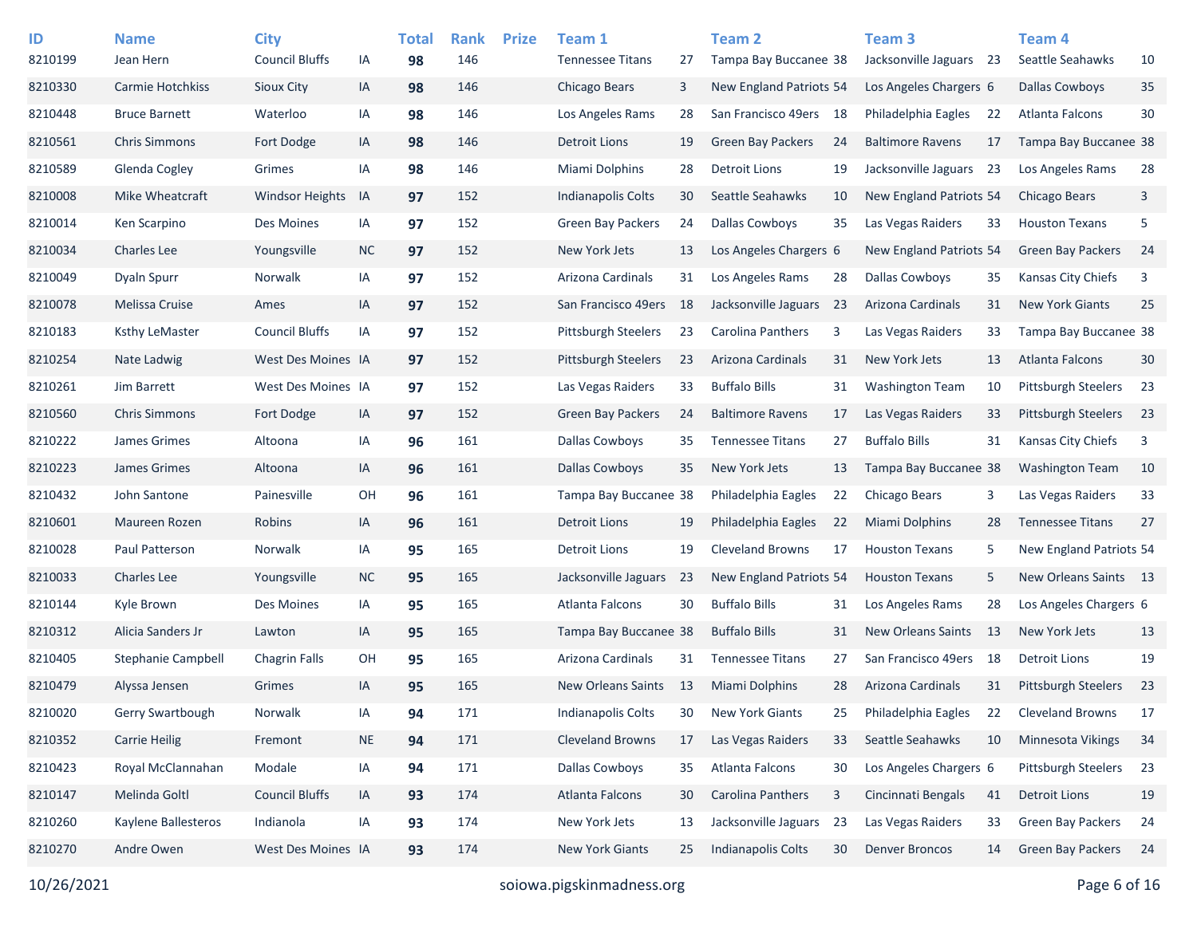| ID | Name | City | | Total | Rank | Prize | Team 1 | | Team 2 | | Team 3 | | Team 4 | |
|---|---|---|---|---|---|---|---|---|---|---|---|---|---|---|
| 8210199 | Jean Hern | Council Bluffs | IA | **98** | 146 | | Tennessee Titans | 27 | Tampa Bay Buccanee | 38 | Jacksonville Jaguars | 23 | Seattle Seahawks | 10 |
| 8210330 | Carmie Hotchkiss | Sioux City | IA | **98** | 146 | | Chicago Bears | 3 | New England Patriots | 54 | Los Angeles Chargers | 6 | Dallas Cowboys | 35 |
| 8210448 | Bruce Barnett | Waterloo | IA | **98** | 146 | | Los Angeles Rams | 28 | San Francisco 49ers | 18 | Philadelphia Eagles | 22 | Atlanta Falcons | 30 |
| 8210561 | Chris Simmons | Fort Dodge | IA | **98** | 146 | | Detroit Lions | 19 | Green Bay Packers | 24 | Baltimore Ravens | 17 | Tampa Bay Buccanee | 38 |
| 8210589 | Glenda Cogley | Grimes | IA | **98** | 146 | | Miami Dolphins | 28 | Detroit Lions | 19 | Jacksonville Jaguars | 23 | Los Angeles Rams | 28 |
| 8210008 | Mike Wheatcraft | Windsor Heights | IA | **97** | 152 | | Indianapolis Colts | 30 | Seattle Seahawks | 10 | New England Patriots | 54 | Chicago Bears | 3 |
| 8210014 | Ken Scarpino | Des Moines | IA | **97** | 152 | | Green Bay Packers | 24 | Dallas Cowboys | 35 | Las Vegas Raiders | 33 | Houston Texans | 5 |
| 8210034 | Charles Lee | Youngsville | NC | **97** | 152 | | New York Jets | 13 | Los Angeles Chargers | 6 | New England Patriots | 54 | Green Bay Packers | 24 |
| 8210049 | Dyaln Spurr | Norwalk | IA | **97** | 152 | | Arizona Cardinals | 31 | Los Angeles Rams | 28 | Dallas Cowboys | 35 | Kansas City Chiefs | 3 |
| 8210078 | Melissa Cruise | Ames | IA | **97** | 152 | | San Francisco 49ers | 18 | Jacksonville Jaguars | 23 | Arizona Cardinals | 31 | New York Giants | 25 |
| 8210183 | Ksthy LeMaster | Council Bluffs | IA | **97** | 152 | | Pittsburgh Steelers | 23 | Carolina Panthers | 3 | Las Vegas Raiders | 33 | Tampa Bay Buccanee | 38 |
| 8210254 | Nate Ladwig | West Des Moines | IA | **97** | 152 | | Pittsburgh Steelers | 23 | Arizona Cardinals | 31 | New York Jets | 13 | Atlanta Falcons | 30 |
| 8210261 | Jim Barrett | West Des Moines | IA | **97** | 152 | | Las Vegas Raiders | 33 | Buffalo Bills | 31 | Washington Team | 10 | Pittsburgh Steelers | 23 |
| 8210560 | Chris Simmons | Fort Dodge | IA | **97** | 152 | | Green Bay Packers | 24 | Baltimore Ravens | 17 | Las Vegas Raiders | 33 | Pittsburgh Steelers | 23 |
| 8210222 | James Grimes | Altoona | IA | **96** | 161 | | Dallas Cowboys | 35 | Tennessee Titans | 27 | Buffalo Bills | 31 | Kansas City Chiefs | 3 |
| 8210223 | James Grimes | Altoona | IA | **96** | 161 | | Dallas Cowboys | 35 | New York Jets | 13 | Tampa Bay Buccanee | 38 | Washington Team | 10 |
| 8210432 | John Santone | Painesville | OH | **96** | 161 | | Tampa Bay Buccanee | 38 | Philadelphia Eagles | 22 | Chicago Bears | 3 | Las Vegas Raiders | 33 |
| 8210601 | Maureen Rozen | Robins | IA | **96** | 161 | | Detroit Lions | 19 | Philadelphia Eagles | 22 | Miami Dolphins | 28 | Tennessee Titans | 27 |
| 8210028 | Paul Patterson | Norwalk | IA | **95** | 165 | | Detroit Lions | 19 | Cleveland Browns | 17 | Houston Texans | 5 | New England Patriots | 54 |
| 8210033 | Charles Lee | Youngsville | NC | **95** | 165 | | Jacksonville Jaguars | 23 | New England Patriots | 54 | Houston Texans | 5 | New Orleans Saints | 13 |
| 8210144 | Kyle Brown | Des Moines | IA | **95** | 165 | | Atlanta Falcons | 30 | Buffalo Bills | 31 | Los Angeles Rams | 28 | Los Angeles Chargers | 6 |
| 8210312 | Alicia Sanders Jr | Lawton | IA | **95** | 165 | | Tampa Bay Buccanee | 38 | Buffalo Bills | 31 | New Orleans Saints | 13 | New York Jets | 13 |
| 8210405 | Stephanie Campbell | Chagrin Falls | OH | **95** | 165 | | Arizona Cardinals | 31 | Tennessee Titans | 27 | San Francisco 49ers | 18 | Detroit Lions | 19 |
| 8210479 | Alyssa Jensen | Grimes | IA | **95** | 165 | | New Orleans Saints | 13 | Miami Dolphins | 28 | Arizona Cardinals | 31 | Pittsburgh Steelers | 23 |
| 8210020 | Gerry Swartbough | Norwalk | IA | **94** | 171 | | Indianapolis Colts | 30 | New York Giants | 25 | Philadelphia Eagles | 22 | Cleveland Browns | 17 |
| 8210352 | Carrie Heilig | Fremont | NE | **94** | 171 | | Cleveland Browns | 17 | Las Vegas Raiders | 33 | Seattle Seahawks | 10 | Minnesota Vikings | 34 |
| 8210423 | Royal McClannahan | Modale | IA | **94** | 171 | | Dallas Cowboys | 35 | Atlanta Falcons | 30 | Los Angeles Chargers | 6 | Pittsburgh Steelers | 23 |
| 8210147 | Melinda Goltl | Council Bluffs | IA | **93** | 174 | | Atlanta Falcons | 30 | Carolina Panthers | 3 | Cincinnati Bengals | 41 | Detroit Lions | 19 |
| 8210260 | Kaylene Ballesteros | Indianola | IA | **93** | 174 | | New York Jets | 13 | Jacksonville Jaguars | 23 | Las Vegas Raiders | 33 | Green Bay Packers | 24 |
| 8210270 | Andre Owen | West Des Moines | IA | **93** | 174 | | New York Giants | 25 | Indianapolis Colts | 30 | Denver Broncos | 14 | Green Bay Packers | 24 |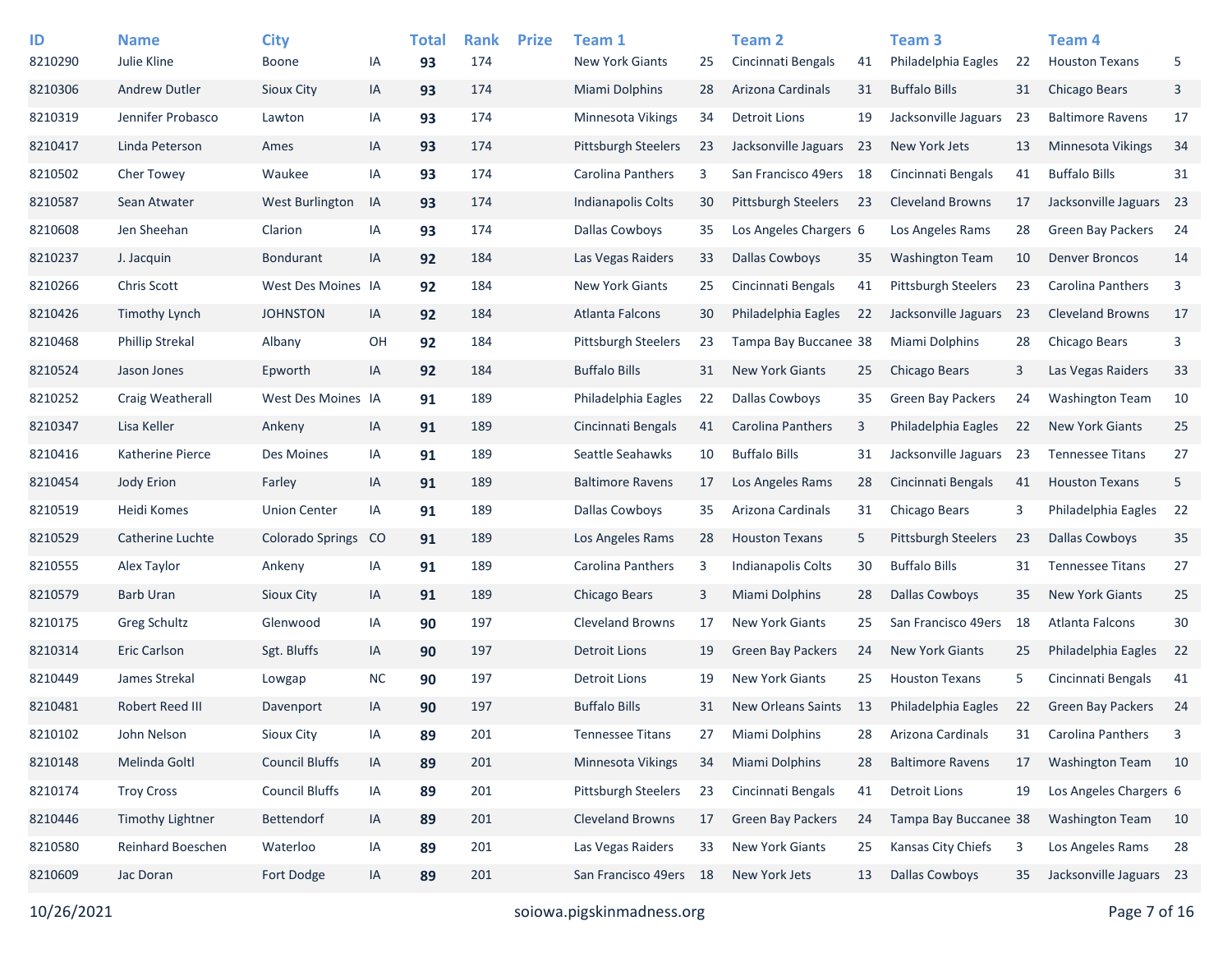| ID | Name | City | | Total | Rank | Prize | Team 1 | | Team 2 | | Team 3 | | Team 4 | |
|---|---|---|---|---|---|---|---|---|---|---|---|---|---|---|
| 8210290 | Julie Kline | Boone | IA | **93** | 174 | | New York Giants | 25 | Cincinnati Bengals | 41 | Philadelphia Eagles | 22 | Houston Texans | 5 |
| 8210306 | Andrew Dutler | Sioux City | IA | **93** | 174 | | Miami Dolphins | 28 | Arizona Cardinals | 31 | Buffalo Bills | 31 | Chicago Bears | 3 |
| 8210319 | Jennifer Probasco | Lawton | IA | **93** | 174 | | Minnesota Vikings | 34 | Detroit Lions | 19 | Jacksonville Jaguars | 23 | Baltimore Ravens | 17 |
| 8210417 | Linda Peterson | Ames | IA | **93** | 174 | | Pittsburgh Steelers | 23 | Jacksonville Jaguars | 23 | New York Jets | 13 | Minnesota Vikings | 34 |
| 8210502 | Cher Towey | Waukee | IA | **93** | 174 | | Carolina Panthers | 3 | San Francisco 49ers | 18 | Cincinnati Bengals | 41 | Buffalo Bills | 31 |
| 8210587 | Sean Atwater | West Burlington | IA | **93** | 174 | | Indianapolis Colts | 30 | Pittsburgh Steelers | 23 | Cleveland Browns | 17 | Jacksonville Jaguars | 23 |
| 8210608 | Jen Sheehan | Clarion | IA | **93** | 174 | | Dallas Cowboys | 35 | Los Angeles Chargers | 6 | Los Angeles Rams | 28 | Green Bay Packers | 24 |
| 8210237 | J. Jacquin | Bondurant | IA | **92** | 184 | | Las Vegas Raiders | 33 | Dallas Cowboys | 35 | Washington Team | 10 | Denver Broncos | 14 |
| 8210266 | Chris Scott | West Des Moines | IA | **92** | 184 | | New York Giants | 25 | Cincinnati Bengals | 41 | Pittsburgh Steelers | 23 | Carolina Panthers | 3 |
| 8210426 | Timothy Lynch | JOHNSTON | IA | **92** | 184 | | Atlanta Falcons | 30 | Philadelphia Eagles | 22 | Jacksonville Jaguars | 23 | Cleveland Browns | 17 |
| 8210468 | Phillip Strekal | Albany | OH | **92** | 184 | | Pittsburgh Steelers | 23 | Tampa Bay Buccanee | 38 | Miami Dolphins | 28 | Chicago Bears | 3 |
| 8210524 | Jason Jones | Epworth | IA | **92** | 184 | | Buffalo Bills | 31 | New York Giants | 25 | Chicago Bears | 3 | Las Vegas Raiders | 33 |
| 8210252 | Craig Weatherall | West Des Moines | IA | **91** | 189 | | Philadelphia Eagles | 22 | Dallas Cowboys | 35 | Green Bay Packers | 24 | Washington Team | 10 |
| 8210347 | Lisa Keller | Ankeny | IA | **91** | 189 | | Cincinnati Bengals | 41 | Carolina Panthers | 3 | Philadelphia Eagles | 22 | New York Giants | 25 |
| 8210416 | Katherine Pierce | Des Moines | IA | **91** | 189 | | Seattle Seahawks | 10 | Buffalo Bills | 31 | Jacksonville Jaguars | 23 | Tennessee Titans | 27 |
| 8210454 | Jody Erion | Farley | IA | **91** | 189 | | Baltimore Ravens | 17 | Los Angeles Rams | 28 | Cincinnati Bengals | 41 | Houston Texans | 5 |
| 8210519 | Heidi Komes | Union Center | IA | **91** | 189 | | Dallas Cowboys | 35 | Arizona Cardinals | 31 | Chicago Bears | 3 | Philadelphia Eagles | 22 |
| 8210529 | Catherine Luchte | Colorado Springs | CO | **91** | 189 | | Los Angeles Rams | 28 | Houston Texans | 5 | Pittsburgh Steelers | 23 | Dallas Cowboys | 35 |
| 8210555 | Alex Taylor | Ankeny | IA | **91** | 189 | | Carolina Panthers | 3 | Indianapolis Colts | 30 | Buffalo Bills | 31 | Tennessee Titans | 27 |
| 8210579 | Barb Uran | Sioux City | IA | **91** | 189 | | Chicago Bears | 3 | Miami Dolphins | 28 | Dallas Cowboys | 35 | New York Giants | 25 |
| 8210175 | Greg Schultz | Glenwood | IA | **90** | 197 | | Cleveland Browns | 17 | New York Giants | 25 | San Francisco 49ers | 18 | Atlanta Falcons | 30 |
| 8210314 | Eric Carlson | Sgt. Bluffs | IA | **90** | 197 | | Detroit Lions | 19 | Green Bay Packers | 24 | New York Giants | 25 | Philadelphia Eagles | 22 |
| 8210449 | James Strekal | Lowgap | NC | **90** | 197 | | Detroit Lions | 19 | New York Giants | 25 | Houston Texans | 5 | Cincinnati Bengals | 41 |
| 8210481 | Robert Reed III | Davenport | IA | **90** | 197 | | Buffalo Bills | 31 | New Orleans Saints | 13 | Philadelphia Eagles | 22 | Green Bay Packers | 24 |
| 8210102 | John Nelson | Sioux City | IA | **89** | 201 | | Tennessee Titans | 27 | Miami Dolphins | 28 | Arizona Cardinals | 31 | Carolina Panthers | 3 |
| 8210148 | Melinda Goltl | Council Bluffs | IA | **89** | 201 | | Minnesota Vikings | 34 | Miami Dolphins | 28 | Baltimore Ravens | 17 | Washington Team | 10 |
| 8210174 | Troy Cross | Council Bluffs | IA | **89** | 201 | | Pittsburgh Steelers | 23 | Cincinnati Bengals | 41 | Detroit Lions | 19 | Los Angeles Chargers | 6 |
| 8210446 | Timothy Lightner | Bettendorf | IA | **89** | 201 | | Cleveland Browns | 17 | Green Bay Packers | 24 | Tampa Bay Buccanee | 38 | Washington Team | 10 |
| 8210580 | Reinhard Boeschen | Waterloo | IA | **89** | 201 | | Las Vegas Raiders | 33 | New York Giants | 25 | Kansas City Chiefs | 3 | Los Angeles Rams | 28 |
| 8210609 | Jac Doran | Fort Dodge | IA | **89** | 201 | | San Francisco 49ers | 18 | New York Jets | 13 | Dallas Cowboys | 35 | Jacksonville Jaguars | 23 |

10/26/2021 soiowa.pigskinmadness.org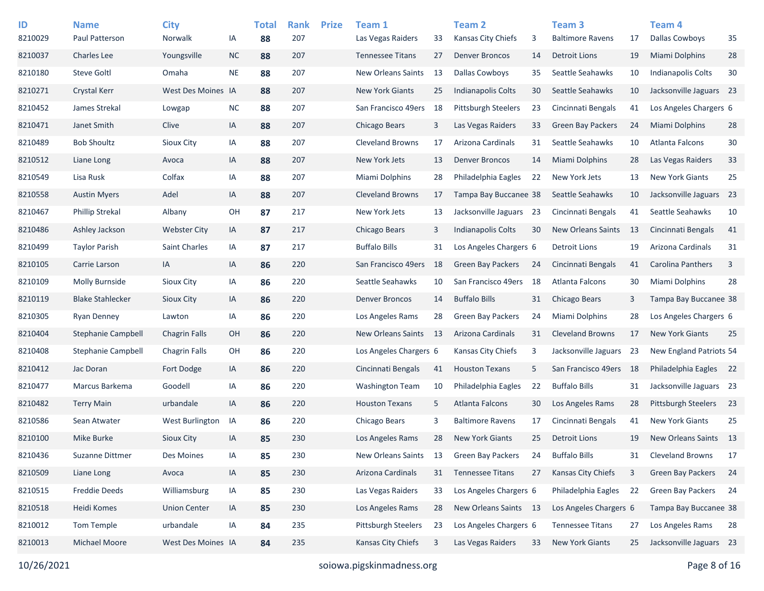| ID | Name | City | | Total | Rank | Prize | Team 1 | | Team 2 | | Team 3 | | Team 4 | |
|---|---|---|---|---|---|---|---|---|---|---|---|---|---|---|
| 8210029 | Paul Patterson | Norwalk | IA | **88** | 207 | | Las Vegas Raiders | 33 | Kansas City Chiefs | 3 | Baltimore Ravens | 17 | Dallas Cowboys | 35 |
| 8210037 | Charles Lee | Youngsville | NC | **88** | 207 | | Tennessee Titans | 27 | Denver Broncos | 14 | Detroit Lions | 19 | Miami Dolphins | 28 |
| 8210180 | Steve Goltl | Omaha | NE | **88** | 207 | | New Orleans Saints | 13 | Dallas Cowboys | 35 | Seattle Seahawks | 10 | Indianapolis Colts | 30 |
| 8210271 | Crystal Kerr | West Des Moines | IA | **88** | 207 | | New York Giants | 25 | Indianapolis Colts | 30 | Seattle Seahawks | 10 | Jacksonville Jaguars | 23 |
| 8210452 | James Strekal | Lowgap | NC | **88** | 207 | | San Francisco 49ers | 18 | Pittsburgh Steelers | 23 | Cincinnati Bengals | 41 | Los Angeles Chargers | 6 |
| 8210471 | Janet Smith | Clive | IA | **88** | 207 | | Chicago Bears | 3 | Las Vegas Raiders | 33 | Green Bay Packers | 24 | Miami Dolphins | 28 |
| 8210489 | Bob Shoultz | Sioux City | IA | **88** | 207 | | Cleveland Browns | 17 | Arizona Cardinals | 31 | Seattle Seahawks | 10 | Atlanta Falcons | 30 |
| 8210512 | Liane Long | Avoca | IA | **88** | 207 | | New York Jets | 13 | Denver Broncos | 14 | Miami Dolphins | 28 | Las Vegas Raiders | 33 |
| 8210549 | Lisa Rusk | Colfax | IA | **88** | 207 | | Miami Dolphins | 28 | Philadelphia Eagles | 22 | New York Jets | 13 | New York Giants | 25 |
| 8210558 | Austin Myers | Adel | IA | **88** | 207 | | Cleveland Browns | 17 | Tampa Bay Buccanee | 38 | Seattle Seahawks | 10 | Jacksonville Jaguars | 23 |
| 8210467 | Phillip Strekal | Albany | OH | **87** | 217 | | New York Jets | 13 | Jacksonville Jaguars | 23 | Cincinnati Bengals | 41 | Seattle Seahawks | 10 |
| 8210486 | Ashley Jackson | Webster City | IA | **87** | 217 | | Chicago Bears | 3 | Indianapolis Colts | 30 | New Orleans Saints | 13 | Cincinnati Bengals | 41 |
| 8210499 | Taylor Parish | Saint Charles | IA | **87** | 217 | | Buffalo Bills | 31 | Los Angeles Chargers | 6 | Detroit Lions | 19 | Arizona Cardinals | 31 |
| 8210105 | Carrie Larson | IA | IA | **86** | 220 | | San Francisco 49ers | 18 | Green Bay Packers | 24 | Cincinnati Bengals | 41 | Carolina Panthers | 3 |
| 8210109 | Molly Burnside | Sioux City | IA | **86** | 220 | | Seattle Seahawks | 10 | San Francisco 49ers | 18 | Atlanta Falcons | 30 | Miami Dolphins | 28 |
| 8210119 | Blake Stahlecker | Sioux City | IA | **86** | 220 | | Denver Broncos | 14 | Buffalo Bills | 31 | Chicago Bears | 3 | Tampa Bay Buccanee | 38 |
| 8210305 | Ryan Denney | Lawton | IA | **86** | 220 | | Los Angeles Rams | 28 | Green Bay Packers | 24 | Miami Dolphins | 28 | Los Angeles Chargers | 6 |
| 8210404 | Stephanie Campbell | Chagrin Falls | OH | **86** | 220 | | New Orleans Saints | 13 | Arizona Cardinals | 31 | Cleveland Browns | 17 | New York Giants | 25 |
| 8210408 | Stephanie Campbell | Chagrin Falls | OH | **86** | 220 | | Los Angeles Chargers | 6 | Kansas City Chiefs | 3 | Jacksonville Jaguars | 23 | New England Patriots | 54 |
| 8210412 | Jac Doran | Fort Dodge | IA | **86** | 220 | | Cincinnati Bengals | 41 | Houston Texans | 5 | San Francisco 49ers | 18 | Philadelphia Eagles | 22 |
| 8210477 | Marcus Barkema | Goodell | IA | **86** | 220 | | Washington Team | 10 | Philadelphia Eagles | 22 | Buffalo Bills | 31 | Jacksonville Jaguars | 23 |
| 8210482 | Terry Main | urbandale | IA | **86** | 220 | | Houston Texans | 5 | Atlanta Falcons | 30 | Los Angeles Rams | 28 | Pittsburgh Steelers | 23 |
| 8210586 | Sean Atwater | West Burlington | IA | **86** | 220 | | Chicago Bears | 3 | Baltimore Ravens | 17 | Cincinnati Bengals | 41 | New York Giants | 25 |
| 8210100 | Mike Burke | Sioux City | IA | **85** | 230 | | Los Angeles Rams | 28 | New York Giants | 25 | Detroit Lions | 19 | New Orleans Saints | 13 |
| 8210436 | Suzanne Dittmer | Des Moines | IA | **85** | 230 | | New Orleans Saints | 13 | Green Bay Packers | 24 | Buffalo Bills | 31 | Cleveland Browns | 17 |
| 8210509 | Liane Long | Avoca | IA | **85** | 230 | | Arizona Cardinals | 31 | Tennessee Titans | 27 | Kansas City Chiefs | 3 | Green Bay Packers | 24 |
| 8210515 | Freddie Deeds | Williamsburg | IA | **85** | 230 | | Las Vegas Raiders | 33 | Los Angeles Chargers | 6 | Philadelphia Eagles | 22 | Green Bay Packers | 24 |
| 8210518 | Heidi Komes | Union Center | IA | **85** | 230 | | Los Angeles Rams | 28 | New Orleans Saints | 13 | Los Angeles Chargers | 6 | Tampa Bay Buccanee | 38 |
| 8210012 | Tom Temple | urbandale | IA | **84** | 235 | | Pittsburgh Steelers | 23 | Los Angeles Chargers | 6 | Tennessee Titans | 27 | Los Angeles Rams | 28 |
| 8210013 | Michael Moore | West Des Moines | IA | **84** | 235 | | Kansas City Chiefs | 3 | Las Vegas Raiders | 33 | New York Giants | 25 | Jacksonville Jaguars | 23 |

10/26/2021 soiowa.pigskinmadness.org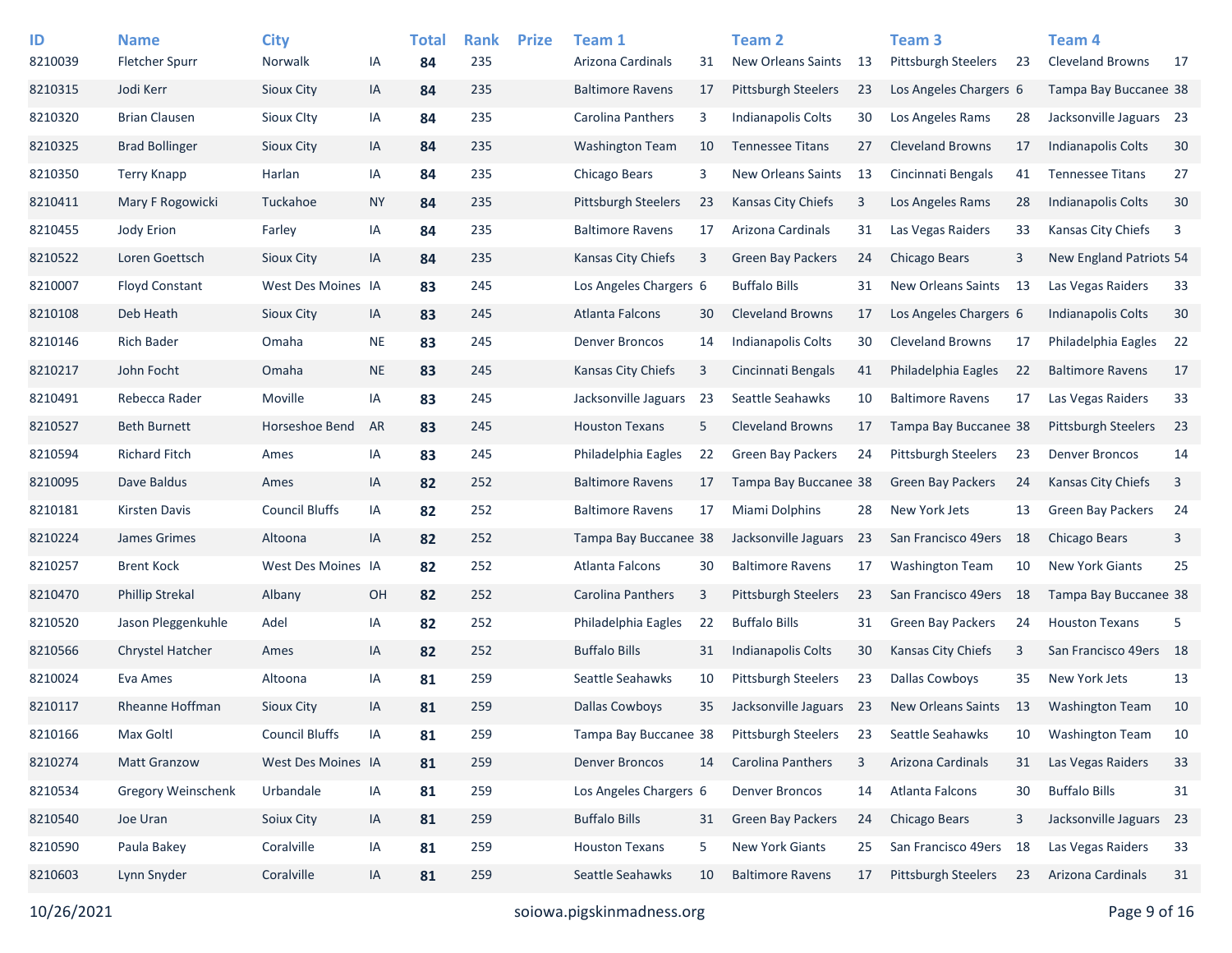| ID | Name | City | | Total | Rank | Prize | Team 1 | | Team 2 | | Team 3 | | Team 4 | |
|---|---|---|---|---|---|---|---|---|---|---|---|---|---|---|
| 8210039 | Fletcher Spurr | Norwalk | IA | **84** | 235 | | Arizona Cardinals | 31 | New Orleans Saints | 13 | Pittsburgh Steelers | 23 | Cleveland Browns | 17 |
| 8210315 | Jodi Kerr | Sioux City | IA | **84** | 235 | | Baltimore Ravens | 17 | Pittsburgh Steelers | 23 | Los Angeles Chargers | 6 | Tampa Bay Buccanee | 38 |
| 8210320 | Brian Clausen | Sioux CIty | IA | **84** | 235 | | Carolina Panthers | 3 | Indianapolis Colts | 30 | Los Angeles Rams | 28 | Jacksonville Jaguars | 23 |
| 8210325 | Brad Bollinger | Sioux City | IA | **84** | 235 | | Washington Team | 10 | Tennessee Titans | 27 | Cleveland Browns | 17 | Indianapolis Colts | 30 |
| 8210350 | Terry Knapp | Harlan | IA | **84** | 235 | | Chicago Bears | 3 | New Orleans Saints | 13 | Cincinnati Bengals | 41 | Tennessee Titans | 27 |
| 8210411 | Mary F Rogowicki | Tuckahoe | NY | **84** | 235 | | Pittsburgh Steelers | 23 | Kansas City Chiefs | 3 | Los Angeles Rams | 28 | Indianapolis Colts | 30 |
| 8210455 | Jody Erion | Farley | IA | **84** | 235 | | Baltimore Ravens | 17 | Arizona Cardinals | 31 | Las Vegas Raiders | 33 | Kansas City Chiefs | 3 |
| 8210522 | Loren Goettsch | Sioux City | IA | **84** | 235 | | Kansas City Chiefs | 3 | Green Bay Packers | 24 | Chicago Bears | 3 | New England Patriots | 54 |
| 8210007 | Floyd Constant | West Des Moines | IA | **83** | 245 | | Los Angeles Chargers | 6 | Buffalo Bills | 31 | New Orleans Saints | 13 | Las Vegas Raiders | 33 |
| 8210108 | Deb Heath | Sioux City | IA | **83** | 245 | | Atlanta Falcons | 30 | Cleveland Browns | 17 | Los Angeles Chargers | 6 | Indianapolis Colts | 30 |
| 8210146 | Rich Bader | Omaha | NE | **83** | 245 | | Denver Broncos | 14 | Indianapolis Colts | 30 | Cleveland Browns | 17 | Philadelphia Eagles | 22 |
| 8210217 | John Focht | Omaha | NE | **83** | 245 | | Kansas City Chiefs | 3 | Cincinnati Bengals | 41 | Philadelphia Eagles | 22 | Baltimore Ravens | 17 |
| 8210491 | Rebecca Rader | Moville | IA | **83** | 245 | | Jacksonville Jaguars | 23 | Seattle Seahawks | 10 | Baltimore Ravens | 17 | Las Vegas Raiders | 33 |
| 8210527 | Beth Burnett | Horseshoe Bend | AR | **83** | 245 | | Houston Texans | 5 | Cleveland Browns | 17 | Tampa Bay Buccanee | 38 | Pittsburgh Steelers | 23 |
| 8210594 | Richard Fitch | Ames | IA | **83** | 245 | | Philadelphia Eagles | 22 | Green Bay Packers | 24 | Pittsburgh Steelers | 23 | Denver Broncos | 14 |
| 8210095 | Dave Baldus | Ames | IA | **82** | 252 | | Baltimore Ravens | 17 | Tampa Bay Buccanee | 38 | Green Bay Packers | 24 | Kansas City Chiefs | 3 |
| 8210181 | Kirsten Davis | Council Bluffs | IA | **82** | 252 | | Baltimore Ravens | 17 | Miami Dolphins | 28 | New York Jets | 13 | Green Bay Packers | 24 |
| 8210224 | James Grimes | Altoona | IA | **82** | 252 | | Tampa Bay Buccanee | 38 | Jacksonville Jaguars | 23 | San Francisco 49ers | 18 | Chicago Bears | 3 |
| 8210257 | Brent Kock | West Des Moines | IA | **82** | 252 | | Atlanta Falcons | 30 | Baltimore Ravens | 17 | Washington Team | 10 | New York Giants | 25 |
| 8210470 | Phillip Strekal | Albany | OH | **82** | 252 | | Carolina Panthers | 3 | Pittsburgh Steelers | 23 | San Francisco 49ers | 18 | Tampa Bay Buccanee | 38 |
| 8210520 | Jason Pleggenkuhle | Adel | IA | **82** | 252 | | Philadelphia Eagles | 22 | Buffalo Bills | 31 | Green Bay Packers | 24 | Houston Texans | 5 |
| 8210566 | Chrystel Hatcher | Ames | IA | **82** | 252 | | Buffalo Bills | 31 | Indianapolis Colts | 30 | Kansas City Chiefs | 3 | San Francisco 49ers | 18 |
| 8210024 | Eva Ames | Altoona | IA | **81** | 259 | | Seattle Seahawks | 10 | Pittsburgh Steelers | 23 | Dallas Cowboys | 35 | New York Jets | 13 |
| 8210117 | Rheanne Hoffman | Sioux City | IA | **81** | 259 | | Dallas Cowboys | 35 | Jacksonville Jaguars | 23 | New Orleans Saints | 13 | Washington Team | 10 |
| 8210166 | Max Goltl | Council Bluffs | IA | **81** | 259 | | Tampa Bay Buccanee | 38 | Pittsburgh Steelers | 23 | Seattle Seahawks | 10 | Washington Team | 10 |
| 8210274 | Matt Granzow | West Des Moines | IA | **81** | 259 | | Denver Broncos | 14 | Carolina Panthers | 3 | Arizona Cardinals | 31 | Las Vegas Raiders | 33 |
| 8210534 | Gregory Weinschenk | Urbandale | IA | **81** | 259 | | Los Angeles Chargers | 6 | Denver Broncos | 14 | Atlanta Falcons | 30 | Buffalo Bills | 31 |
| 8210540 | Joe Uran | Soiux City | IA | **81** | 259 | | Buffalo Bills | 31 | Green Bay Packers | 24 | Chicago Bears | 3 | Jacksonville Jaguars | 23 |
| 8210590 | Paula Bakey | Coralville | IA | **81** | 259 | | Houston Texans | 5 | New York Giants | 25 | San Francisco 49ers | 18 | Las Vegas Raiders | 33 |
| 8210603 | Lynn Snyder | Coralville | IA | **81** | 259 | | Seattle Seahawks | 10 | Baltimore Ravens | 17 | Pittsburgh Steelers | 23 | Arizona Cardinals | 31 |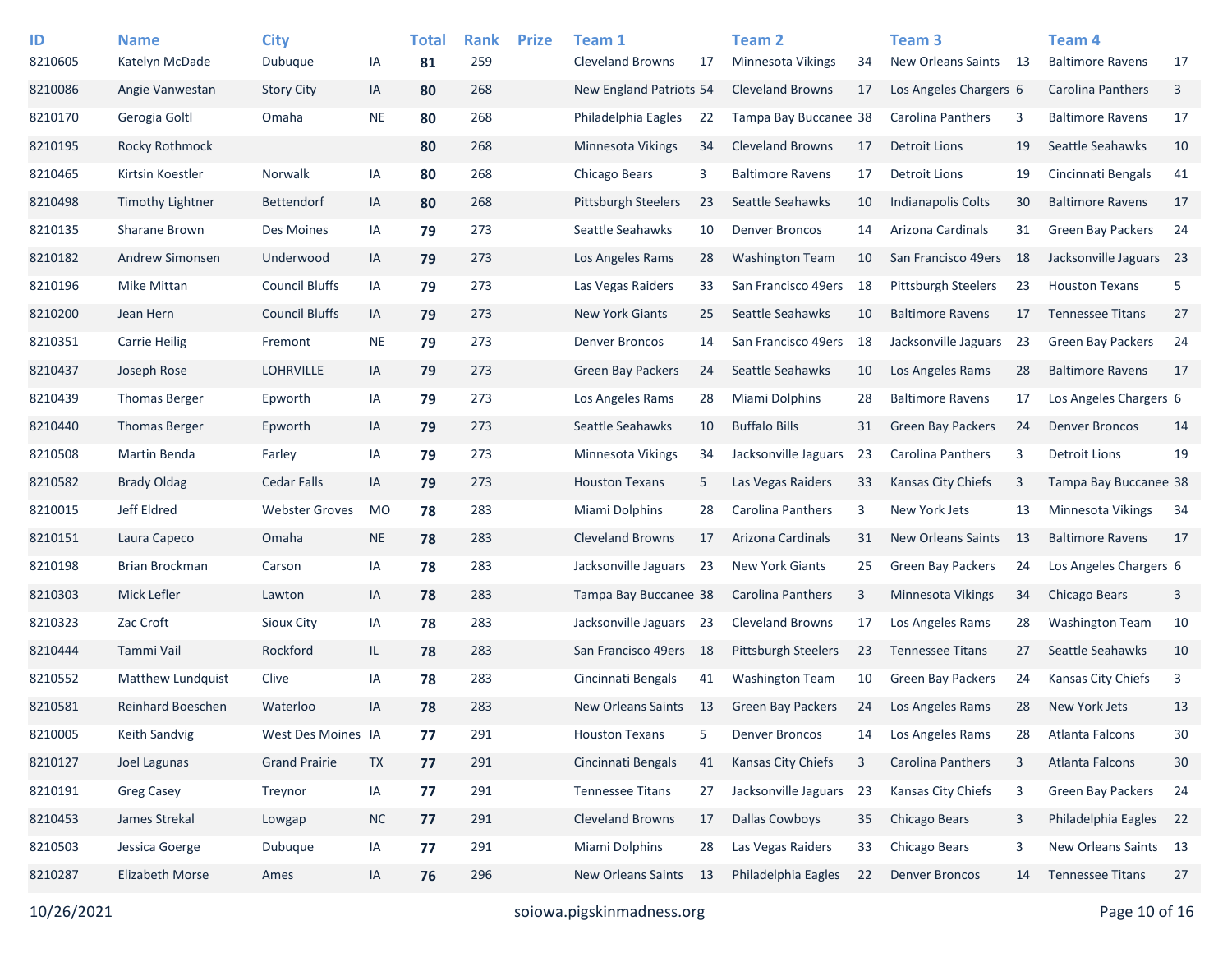| ID | Name | City | | Total | Rank | Prize | Team 1 | | Team 2 | | Team 3 | | Team 4 | |
|---|---|---|---|---|---|---|---|---|---|---|---|---|---|---|
| 8210605 | Katelyn McDade | Dubuque | IA | **81** | 259 | | Cleveland Browns | 17 | Minnesota Vikings | 34 | New Orleans Saints | 13 | Baltimore Ravens | 17 |
| 8210086 | Angie Vanwestan | Story City | IA | **80** | 268 | | New England Patriots | 54 | Cleveland Browns | 17 | Los Angeles Chargers | 6 | Carolina Panthers | 3 |
| 8210170 | Gerogia Goltl | Omaha | NE | **80** | 268 | | Philadelphia Eagles | 22 | Tampa Bay Buccanee | 38 | Carolina Panthers | 3 | Baltimore Ravens | 17 |
| 8210195 | Rocky Rothmock | | | **80** | 268 | | Minnesota Vikings | 34 | Cleveland Browns | 17 | Detroit Lions | 19 | Seattle Seahawks | 10 |
| 8210465 | Kirtsin Koestler | Norwalk | IA | **80** | 268 | | Chicago Bears | 3 | Baltimore Ravens | 17 | Detroit Lions | 19 | Cincinnati Bengals | 41 |
| 8210498 | Timothy Lightner | Bettendorf | IA | **80** | 268 | | Pittsburgh Steelers | 23 | Seattle Seahawks | 10 | Indianapolis Colts | 30 | Baltimore Ravens | 17 |
| 8210135 | Sharane Brown | Des Moines | IA | **79** | 273 | | Seattle Seahawks | 10 | Denver Broncos | 14 | Arizona Cardinals | 31 | Green Bay Packers | 24 |
| 8210182 | Andrew Simonsen | Underwood | IA | **79** | 273 | | Los Angeles Rams | 28 | Washington Team | 10 | San Francisco 49ers | 18 | Jacksonville Jaguars | 23 |
| 8210196 | Mike Mittan | Council Bluffs | IA | **79** | 273 | | Las Vegas Raiders | 33 | San Francisco 49ers | 18 | Pittsburgh Steelers | 23 | Houston Texans | 5 |
| 8210200 | Jean Hern | Council Bluffs | IA | **79** | 273 | | New York Giants | 25 | Seattle Seahawks | 10 | Baltimore Ravens | 17 | Tennessee Titans | 27 |
| 8210351 | Carrie Heilig | Fremont | NE | **79** | 273 | | Denver Broncos | 14 | San Francisco 49ers | 18 | Jacksonville Jaguars | 23 | Green Bay Packers | 24 |
| 8210437 | Joseph Rose | LOHRVILLE | IA | **79** | 273 | | Green Bay Packers | 24 | Seattle Seahawks | 10 | Los Angeles Rams | 28 | Baltimore Ravens | 17 |
| 8210439 | Thomas Berger | Epworth | IA | **79** | 273 | | Los Angeles Rams | 28 | Miami Dolphins | 28 | Baltimore Ravens | 17 | Los Angeles Chargers | 6 |
| 8210440 | Thomas Berger | Epworth | IA | **79** | 273 | | Seattle Seahawks | 10 | Buffalo Bills | 31 | Green Bay Packers | 24 | Denver Broncos | 14 |
| 8210508 | Martin Benda | Farley | IA | **79** | 273 | | Minnesota Vikings | 34 | Jacksonville Jaguars | 23 | Carolina Panthers | 3 | Detroit Lions | 19 |
| 8210582 | Brady Oldag | Cedar Falls | IA | **79** | 273 | | Houston Texans | 5 | Las Vegas Raiders | 33 | Kansas City Chiefs | 3 | Tampa Bay Buccanee | 38 |
| 8210015 | Jeff Eldred | Webster Groves | MO | **78** | 283 | | Miami Dolphins | 28 | Carolina Panthers | 3 | New York Jets | 13 | Minnesota Vikings | 34 |
| 8210151 | Laura Capeco | Omaha | NE | **78** | 283 | | Cleveland Browns | 17 | Arizona Cardinals | 31 | New Orleans Saints | 13 | Baltimore Ravens | 17 |
| 8210198 | Brian Brockman | Carson | IA | **78** | 283 | | Jacksonville Jaguars | 23 | New York Giants | 25 | Green Bay Packers | 24 | Los Angeles Chargers | 6 |
| 8210303 | Mick Lefler | Lawton | IA | **78** | 283 | | Tampa Bay Buccanee | 38 | Carolina Panthers | 3 | Minnesota Vikings | 34 | Chicago Bears | 3 |
| 8210323 | Zac Croft | Sioux City | IA | **78** | 283 | | Jacksonville Jaguars | 23 | Cleveland Browns | 17 | Los Angeles Rams | 28 | Washington Team | 10 |
| 8210444 | Tammi Vail | Rockford | IL | **78** | 283 | | San Francisco 49ers | 18 | Pittsburgh Steelers | 23 | Tennessee Titans | 27 | Seattle Seahawks | 10 |
| 8210552 | Matthew Lundquist | Clive | IA | **78** | 283 | | Cincinnati Bengals | 41 | Washington Team | 10 | Green Bay Packers | 24 | Kansas City Chiefs | 3 |
| 8210581 | Reinhard Boeschen | Waterloo | IA | **78** | 283 | | New Orleans Saints | 13 | Green Bay Packers | 24 | Los Angeles Rams | 28 | New York Jets | 13 |
| 8210005 | Keith Sandvig | West Des Moines | IA | **77** | 291 | | Houston Texans | 5 | Denver Broncos | 14 | Los Angeles Rams | 28 | Atlanta Falcons | 30 |
| 8210127 | Joel Lagunas | Grand Prairie | TX | **77** | 291 | | Cincinnati Bengals | 41 | Kansas City Chiefs | 3 | Carolina Panthers | 3 | Atlanta Falcons | 30 |
| 8210191 | Greg Casey | Treynor | IA | **77** | 291 | | Tennessee Titans | 27 | Jacksonville Jaguars | 23 | Kansas City Chiefs | 3 | Green Bay Packers | 24 |
| 8210453 | James Strekal | Lowgap | NC | **77** | 291 | | Cleveland Browns | 17 | Dallas Cowboys | 35 | Chicago Bears | 3 | Philadelphia Eagles | 22 |
| 8210503 | Jessica Goerge | Dubuque | IA | **77** | 291 | | Miami Dolphins | 28 | Las Vegas Raiders | 33 | Chicago Bears | 3 | New Orleans Saints | 13 |
| 8210287 | Elizabeth Morse | Ames | IA | **76** | 296 | | New Orleans Saints | 13 | Philadelphia Eagles | 22 | Denver Broncos | 14 | Tennessee Titans | 27 |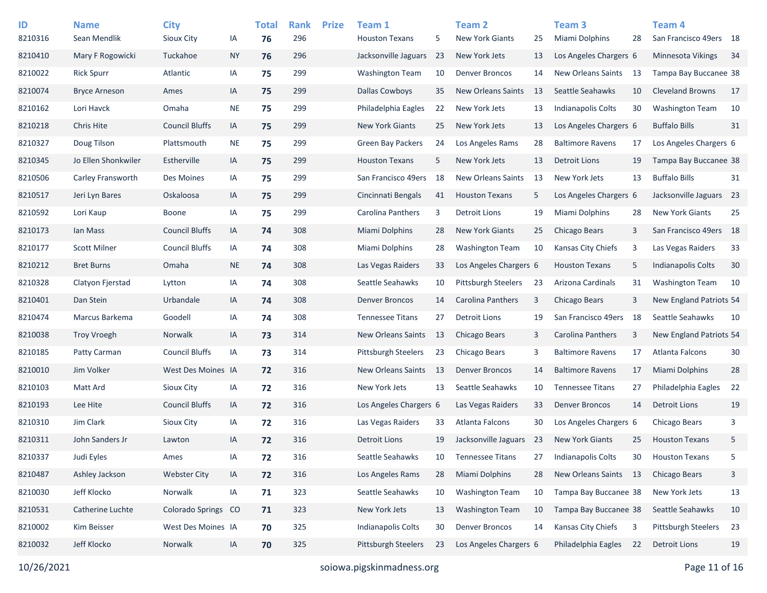| ID | Name | City | | Total | Rank | Prize | Team 1 | | Team 2 | | Team 3 | | Team 4 | |
|---|---|---|---|---|---|---|---|---|---|---|---|---|---|---|
| 8210316 | Sean Mendlik | Sioux City | IA | **76** | 296 | | Houston Texans | 5 | New York Giants | 25 | Miami Dolphins | 28 | San Francisco 49ers | 18 |
| 8210410 | Mary F Rogowicki | Tuckahoe | NY | **76** | 296 | | Jacksonville Jaguars | 23 | New York Jets | 13 | Los Angeles Chargers | 6 | Minnesota Vikings | 34 |
| 8210022 | Rick Spurr | Atlantic | IA | **75** | 299 | | Washington Team | 10 | Denver Broncos | 14 | New Orleans Saints | 13 | Tampa Bay Buccanee | 38 |
| 8210074 | Bryce Arneson | Ames | IA | **75** | 299 | | Dallas Cowboys | 35 | New Orleans Saints | 13 | Seattle Seahawks | 10 | Cleveland Browns | 17 |
| 8210162 | Lori Havck | Omaha | NE | **75** | 299 | | Philadelphia Eagles | 22 | New York Jets | 13 | Indianapolis Colts | 30 | Washington Team | 10 |
| 8210218 | Chris Hite | Council Bluffs | IA | **75** | 299 | | New York Giants | 25 | New York Jets | 13 | Los Angeles Chargers | 6 | Buffalo Bills | 31 |
| 8210327 | Doug Tilson | Plattsmouth | NE | **75** | 299 | | Green Bay Packers | 24 | Los Angeles Rams | 28 | Baltimore Ravens | 17 | Los Angeles Chargers | 6 |
| 8210345 | Jo Ellen Shonkwiler | Estherville | IA | **75** | 299 | | Houston Texans | 5 | New York Jets | 13 | Detroit Lions | 19 | Tampa Bay Buccanee | 38 |
| 8210506 | Carley Fransworth | Des Moines | IA | **75** | 299 | | San Francisco 49ers | 18 | New Orleans Saints | 13 | New York Jets | 13 | Buffalo Bills | 31 |
| 8210517 | Jeri Lyn Bares | Oskaloosa | IA | **75** | 299 | | Cincinnati Bengals | 41 | Houston Texans | 5 | Los Angeles Chargers | 6 | Jacksonville Jaguars | 23 |
| 8210592 | Lori Kaup | Boone | IA | **75** | 299 | | Carolina Panthers | 3 | Detroit Lions | 19 | Miami Dolphins | 28 | New York Giants | 25 |
| 8210173 | Ian Mass | Council Bluffs | IA | **74** | 308 | | Miami Dolphins | 28 | New York Giants | 25 | Chicago Bears | 3 | San Francisco 49ers | 18 |
| 8210177 | Scott Milner | Council Bluffs | IA | **74** | 308 | | Miami Dolphins | 28 | Washington Team | 10 | Kansas City Chiefs | 3 | Las Vegas Raiders | 33 |
| 8210212 | Bret Burns | Omaha | NE | **74** | 308 | | Las Vegas Raiders | 33 | Los Angeles Chargers | 6 | Houston Texans | 5 | Indianapolis Colts | 30 |
| 8210328 | Clatyon Fjerstad | Lytton | IA | **74** | 308 | | Seattle Seahawks | 10 | Pittsburgh Steelers | 23 | Arizona Cardinals | 31 | Washington Team | 10 |
| 8210401 | Dan Stein | Urbandale | IA | **74** | 308 | | Denver Broncos | 14 | Carolina Panthers | 3 | Chicago Bears | 3 | New England Patriots | 54 |
| 8210474 | Marcus Barkema | Goodell | IA | **74** | 308 | | Tennessee Titans | 27 | Detroit Lions | 19 | San Francisco 49ers | 18 | Seattle Seahawks | 10 |
| 8210038 | Troy Vroegh | Norwalk | IA | **73** | 314 | | New Orleans Saints | 13 | Chicago Bears | 3 | Carolina Panthers | 3 | New England Patriots | 54 |
| 8210185 | Patty Carman | Council Bluffs | IA | **73** | 314 | | Pittsburgh Steelers | 23 | Chicago Bears | 3 | Baltimore Ravens | 17 | Atlanta Falcons | 30 |
| 8210010 | Jim Volker | West Des Moines | IA | **72** | 316 | | New Orleans Saints | 13 | Denver Broncos | 14 | Baltimore Ravens | 17 | Miami Dolphins | 28 |
| 8210103 | Matt Ard | Sioux City | IA | **72** | 316 | | New York Jets | 13 | Seattle Seahawks | 10 | Tennessee Titans | 27 | Philadelphia Eagles | 22 |
| 8210193 | Lee Hite | Council Bluffs | IA | **72** | 316 | | Los Angeles Chargers | 6 | Las Vegas Raiders | 33 | Denver Broncos | 14 | Detroit Lions | 19 |
| 8210310 | Jim Clark | Sioux City | IA | **72** | 316 | | Las Vegas Raiders | 33 | Atlanta Falcons | 30 | Los Angeles Chargers | 6 | Chicago Bears | 3 |
| 8210311 | John Sanders Jr | Lawton | IA | **72** | 316 | | Detroit Lions | 19 | Jacksonville Jaguars | 23 | New York Giants | 25 | Houston Texans | 5 |
| 8210337 | Judi Eyles | Ames | IA | **72** | 316 | | Seattle Seahawks | 10 | Tennessee Titans | 27 | Indianapolis Colts | 30 | Houston Texans | 5 |
| 8210487 | Ashley Jackson | Webster City | IA | **72** | 316 | | Los Angeles Rams | 28 | Miami Dolphins | 28 | New Orleans Saints | 13 | Chicago Bears | 3 |
| 8210030 | Jeff Klocko | Norwalk | IA | **71** | 323 | | Seattle Seahawks | 10 | Washington Team | 10 | Tampa Bay Buccanee | 38 | New York Jets | 13 |
| 8210531 | Catherine Luchte | Colorado Springs | CO | **71** | 323 | | New York Jets | 13 | Washington Team | 10 | Tampa Bay Buccanee | 38 | Seattle Seahawks | 10 |
| 8210002 | Kim Beisser | West Des Moines | IA | **70** | 325 | | Indianapolis Colts | 30 | Denver Broncos | 14 | Kansas City Chiefs | 3 | Pittsburgh Steelers | 23 |
| 8210032 | Jeff Klocko | Norwalk | IA | **70** | 325 | | Pittsburgh Steelers | 23 | Los Angeles Chargers | 6 | Philadelphia Eagles | 22 | Detroit Lions | 19 |

10/26/2021 soiowa.pigskinmadness.org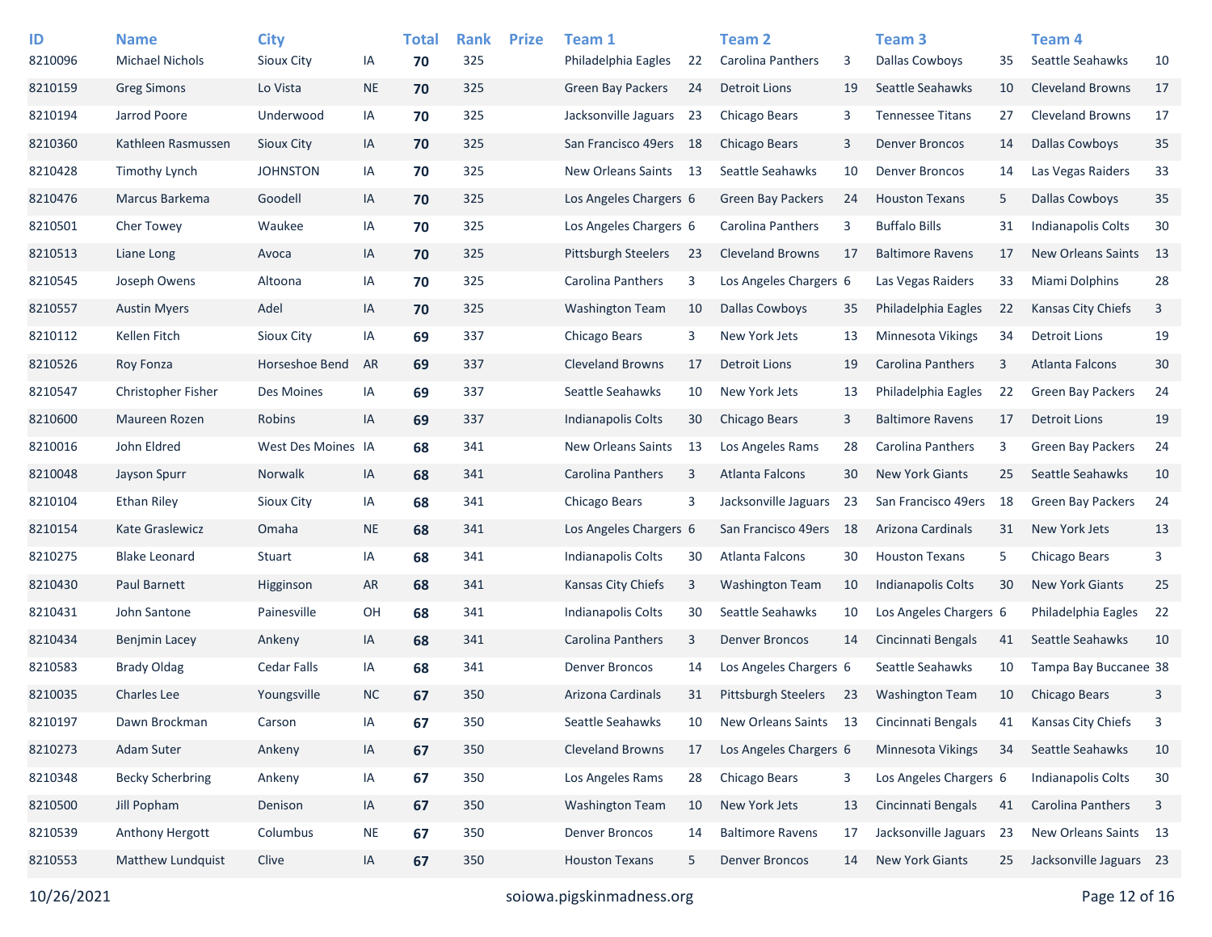| ID | Name | City | | Total | Rank | Prize | Team 1 | | Team 2 | | Team 3 | | Team 4 | |
|---|---|---|---|---|---|---|---|---|---|---|---|---|---|---|
| 8210096 | Michael Nichols | Sioux City | IA | **70** | 325 | | Philadelphia Eagles | 22 | Carolina Panthers | 3 | Dallas Cowboys | 35 | Seattle Seahawks | 10 |
| 8210159 | Greg Simons | Lo Vista | NE | **70** | 325 | | Green Bay Packers | 24 | Detroit Lions | 19 | Seattle Seahawks | 10 | Cleveland Browns | 17 |
| 8210194 | Jarrod Poore | Underwood | IA | **70** | 325 | | Jacksonville Jaguars | 23 | Chicago Bears | 3 | Tennessee Titans | 27 | Cleveland Browns | 17 |
| 8210360 | Kathleen Rasmussen | Sioux City | IA | **70** | 325 | | San Francisco 49ers | 18 | Chicago Bears | 3 | Denver Broncos | 14 | Dallas Cowboys | 35 |
| 8210428 | Timothy Lynch | JOHNSTON | IA | **70** | 325 | | New Orleans Saints | 13 | Seattle Seahawks | 10 | Denver Broncos | 14 | Las Vegas Raiders | 33 |
| 8210476 | Marcus Barkema | Goodell | IA | **70** | 325 | | Los Angeles Chargers | 6 | Green Bay Packers | 24 | Houston Texans | 5 | Dallas Cowboys | 35 |
| 8210501 | Cher Towey | Waukee | IA | **70** | 325 | | Los Angeles Chargers | 6 | Carolina Panthers | 3 | Buffalo Bills | 31 | Indianapolis Colts | 30 |
| 8210513 | Liane Long | Avoca | IA | **70** | 325 | | Pittsburgh Steelers | 23 | Cleveland Browns | 17 | Baltimore Ravens | 17 | New Orleans Saints | 13 |
| 8210545 | Joseph Owens | Altoona | IA | **70** | 325 | | Carolina Panthers | 3 | Los Angeles Chargers | 6 | Las Vegas Raiders | 33 | Miami Dolphins | 28 |
| 8210557 | Austin Myers | Adel | IA | **70** | 325 | | Washington Team | 10 | Dallas Cowboys | 35 | Philadelphia Eagles | 22 | Kansas City Chiefs | 3 |
| 8210112 | Kellen Fitch | Sioux City | IA | **69** | 337 | | Chicago Bears | 3 | New York Jets | 13 | Minnesota Vikings | 34 | Detroit Lions | 19 |
| 8210526 | Roy Fonza | Horseshoe Bend | AR | **69** | 337 | | Cleveland Browns | 17 | Detroit Lions | 19 | Carolina Panthers | 3 | Atlanta Falcons | 30 |
| 8210547 | Christopher Fisher | Des Moines | IA | **69** | 337 | | Seattle Seahawks | 10 | New York Jets | 13 | Philadelphia Eagles | 22 | Green Bay Packers | 24 |
| 8210600 | Maureen Rozen | Robins | IA | **69** | 337 | | Indianapolis Colts | 30 | Chicago Bears | 3 | Baltimore Ravens | 17 | Detroit Lions | 19 |
| 8210016 | John Eldred | West Des Moines | IA | **68** | 341 | | New Orleans Saints | 13 | Los Angeles Rams | 28 | Carolina Panthers | 3 | Green Bay Packers | 24 |
| 8210048 | Jayson Spurr | Norwalk | IA | **68** | 341 | | Carolina Panthers | 3 | Atlanta Falcons | 30 | New York Giants | 25 | Seattle Seahawks | 10 |
| 8210104 | Ethan Riley | Sioux City | IA | **68** | 341 | | Chicago Bears | 3 | Jacksonville Jaguars | 23 | San Francisco 49ers | 18 | Green Bay Packers | 24 |
| 8210154 | Kate Graslewicz | Omaha | NE | **68** | 341 | | Los Angeles Chargers | 6 | San Francisco 49ers | 18 | Arizona Cardinals | 31 | New York Jets | 13 |
| 8210275 | Blake Leonard | Stuart | IA | **68** | 341 | | Indianapolis Colts | 30 | Atlanta Falcons | 30 | Houston Texans | 5 | Chicago Bears | 3 |
| 8210430 | Paul Barnett | Higginson | AR | **68** | 341 | | Kansas City Chiefs | 3 | Washington Team | 10 | Indianapolis Colts | 30 | New York Giants | 25 |
| 8210431 | John Santone | Painesville | OH | **68** | 341 | | Indianapolis Colts | 30 | Seattle Seahawks | 10 | Los Angeles Chargers | 6 | Philadelphia Eagles | 22 |
| 8210434 | Benjmin Lacey | Ankeny | IA | **68** | 341 | | Carolina Panthers | 3 | Denver Broncos | 14 | Cincinnati Bengals | 41 | Seattle Seahawks | 10 |
| 8210583 | Brady Oldag | Cedar Falls | IA | **68** | 341 | | Denver Broncos | 14 | Los Angeles Chargers | 6 | Seattle Seahawks | 10 | Tampa Bay Buccanee | 38 |
| 8210035 | Charles Lee | Youngsville | NC | **67** | 350 | | Arizona Cardinals | 31 | Pittsburgh Steelers | 23 | Washington Team | 10 | Chicago Bears | 3 |
| 8210197 | Dawn Brockman | Carson | IA | **67** | 350 | | Seattle Seahawks | 10 | New Orleans Saints | 13 | Cincinnati Bengals | 41 | Kansas City Chiefs | 3 |
| 8210273 | Adam Suter | Ankeny | IA | **67** | 350 | | Cleveland Browns | 17 | Los Angeles Chargers | 6 | Minnesota Vikings | 34 | Seattle Seahawks | 10 |
| 8210348 | Becky Scherbring | Ankeny | IA | **67** | 350 | | Los Angeles Rams | 28 | Chicago Bears | 3 | Los Angeles Chargers | 6 | Indianapolis Colts | 30 |
| 8210500 | Jill Popham | Denison | IA | **67** | 350 | | Washington Team | 10 | New York Jets | 13 | Cincinnati Bengals | 41 | Carolina Panthers | 3 |
| 8210539 | Anthony Hergott | Columbus | NE | **67** | 350 | | Denver Broncos | 14 | Baltimore Ravens | 17 | Jacksonville Jaguars | 23 | New Orleans Saints | 13 |
| 8210553 | Matthew Lundquist | Clive | IA | **67** | 350 | | Houston Texans | 5 | Denver Broncos | 14 | New York Giants | 25 | Jacksonville Jaguars | 23 |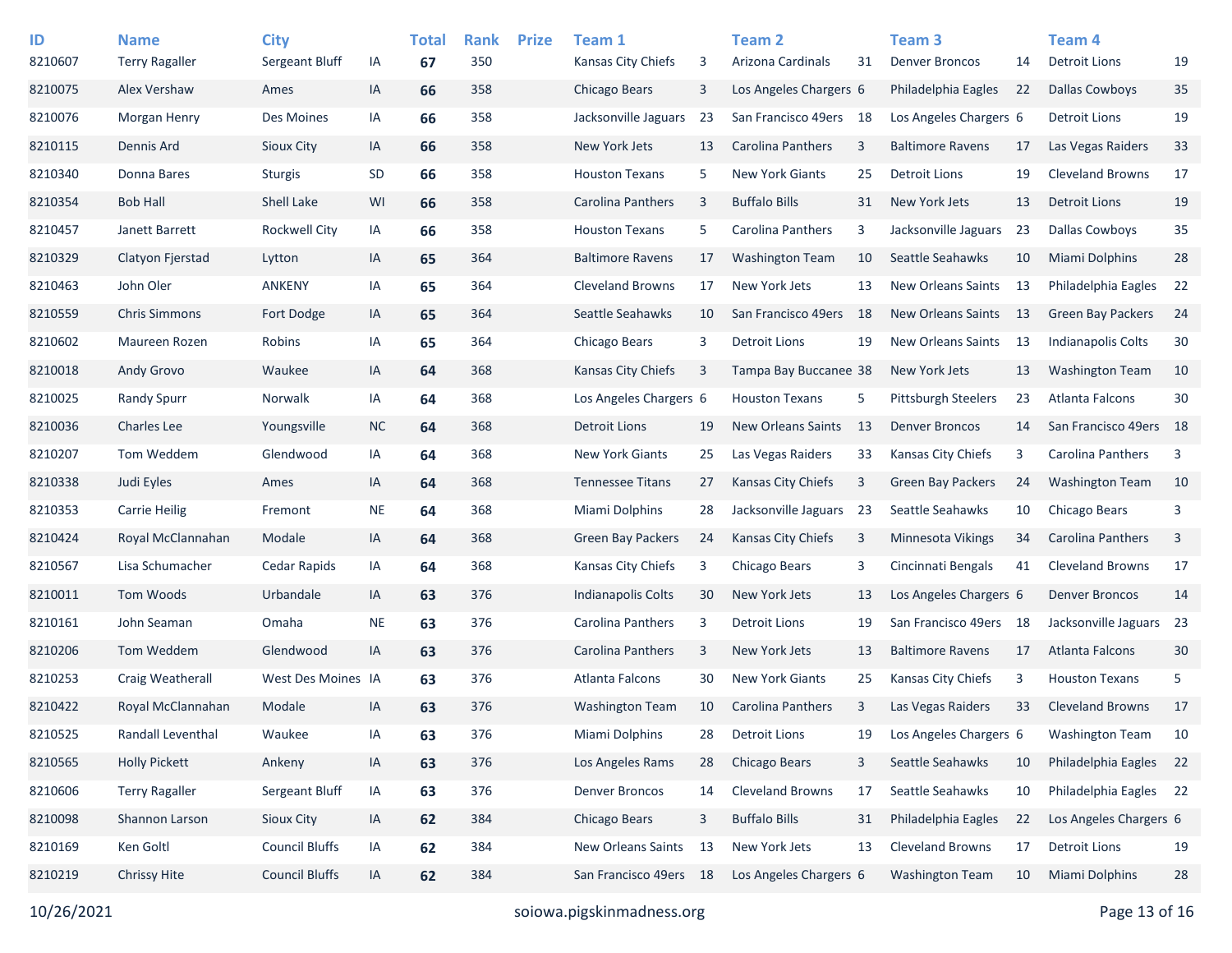| ID | Name | City | | Total | Rank | Prize | Team 1 | | Team 2 | | Team 3 | | Team 4 | |
|---|---|---|---|---|---|---|---|---|---|---|---|---|---|---|
| 8210607 | Terry Ragaller | Sergeant Bluff | IA | **67** | 350 | | Kansas City Chiefs | 3 | Arizona Cardinals | 31 | Denver Broncos | 14 | Detroit Lions | 19 |
| 8210075 | Alex Vershaw | Ames | IA | **66** | 358 | | Chicago Bears | 3 | Los Angeles Chargers | 6 | Philadelphia Eagles | 22 | Dallas Cowboys | 35 |
| 8210076 | Morgan Henry | Des Moines | IA | **66** | 358 | | Jacksonville Jaguars | 23 | San Francisco 49ers | 18 | Los Angeles Chargers | 6 | Detroit Lions | 19 |
| 8210115 | Dennis Ard | Sioux City | IA | **66** | 358 | | New York Jets | 13 | Carolina Panthers | 3 | Baltimore Ravens | 17 | Las Vegas Raiders | 33 |
| 8210340 | Donna Bares | Sturgis | SD | **66** | 358 | | Houston Texans | 5 | New York Giants | 25 | Detroit Lions | 19 | Cleveland Browns | 17 |
| 8210354 | Bob Hall | Shell Lake | WI | **66** | 358 | | Carolina Panthers | 3 | Buffalo Bills | 31 | New York Jets | 13 | Detroit Lions | 19 |
| 8210457 | Janett Barrett | Rockwell City | IA | **66** | 358 | | Houston Texans | 5 | Carolina Panthers | 3 | Jacksonville Jaguars | 23 | Dallas Cowboys | 35 |
| 8210329 | Clatyon Fjerstad | Lytton | IA | **65** | 364 | | Baltimore Ravens | 17 | Washington Team | 10 | Seattle Seahawks | 10 | Miami Dolphins | 28 |
| 8210463 | John Oler | ANKENY | IA | **65** | 364 | | Cleveland Browns | 17 | New York Jets | 13 | New Orleans Saints | 13 | Philadelphia Eagles | 22 |
| 8210559 | Chris Simmons | Fort Dodge | IA | **65** | 364 | | Seattle Seahawks | 10 | San Francisco 49ers | 18 | New Orleans Saints | 13 | Green Bay Packers | 24 |
| 8210602 | Maureen Rozen | Robins | IA | **65** | 364 | | Chicago Bears | 3 | Detroit Lions | 19 | New Orleans Saints | 13 | Indianapolis Colts | 30 |
| 8210018 | Andy Grovo | Waukee | IA | **64** | 368 | | Kansas City Chiefs | 3 | Tampa Bay Buccanee | 38 | New York Jets | 13 | Washington Team | 10 |
| 8210025 | Randy Spurr | Norwalk | IA | **64** | 368 | | Los Angeles Chargers | 6 | Houston Texans | 5 | Pittsburgh Steelers | 23 | Atlanta Falcons | 30 |
| 8210036 | Charles Lee | Youngsville | NC | **64** | 368 | | Detroit Lions | 19 | New Orleans Saints | 13 | Denver Broncos | 14 | San Francisco 49ers | 18 |
| 8210207 | Tom Weddem | Glendwood | IA | **64** | 368 | | New York Giants | 25 | Las Vegas Raiders | 33 | Kansas City Chiefs | 3 | Carolina Panthers | 3 |
| 8210338 | Judi Eyles | Ames | IA | **64** | 368 | | Tennessee Titans | 27 | Kansas City Chiefs | 3 | Green Bay Packers | 24 | Washington Team | 10 |
| 8210353 | Carrie Heilig | Fremont | NE | **64** | 368 | | Miami Dolphins | 28 | Jacksonville Jaguars | 23 | Seattle Seahawks | 10 | Chicago Bears | 3 |
| 8210424 | Royal McClannahan | Modale | IA | **64** | 368 | | Green Bay Packers | 24 | Kansas City Chiefs | 3 | Minnesota Vikings | 34 | Carolina Panthers | 3 |
| 8210567 | Lisa Schumacher | Cedar Rapids | IA | **64** | 368 | | Kansas City Chiefs | 3 | Chicago Bears | 3 | Cincinnati Bengals | 41 | Cleveland Browns | 17 |
| 8210011 | Tom Woods | Urbandale | IA | **63** | 376 | | Indianapolis Colts | 30 | New York Jets | 13 | Los Angeles Chargers | 6 | Denver Broncos | 14 |
| 8210161 | John Seaman | Omaha | NE | **63** | 376 | | Carolina Panthers | 3 | Detroit Lions | 19 | San Francisco 49ers | 18 | Jacksonville Jaguars | 23 |
| 8210206 | Tom Weddem | Glendwood | IA | **63** | 376 | | Carolina Panthers | 3 | New York Jets | 13 | Baltimore Ravens | 17 | Atlanta Falcons | 30 |
| 8210253 | Craig Weatherall | West Des Moines | IA | **63** | 376 | | Atlanta Falcons | 30 | New York Giants | 25 | Kansas City Chiefs | 3 | Houston Texans | 5 |
| 8210422 | Royal McClannahan | Modale | IA | **63** | 376 | | Washington Team | 10 | Carolina Panthers | 3 | Las Vegas Raiders | 33 | Cleveland Browns | 17 |
| 8210525 | Randall Leventhal | Waukee | IA | **63** | 376 | | Miami Dolphins | 28 | Detroit Lions | 19 | Los Angeles Chargers | 6 | Washington Team | 10 |
| 8210565 | Holly Pickett | Ankeny | IA | **63** | 376 | | Los Angeles Rams | 28 | Chicago Bears | 3 | Seattle Seahawks | 10 | Philadelphia Eagles | 22 |
| 8210606 | Terry Ragaller | Sergeant Bluff | IA | **63** | 376 | | Denver Broncos | 14 | Cleveland Browns | 17 | Seattle Seahawks | 10 | Philadelphia Eagles | 22 |
| 8210098 | Shannon Larson | Sioux City | IA | **62** | 384 | | Chicago Bears | 3 | Buffalo Bills | 31 | Philadelphia Eagles | 22 | Los Angeles Chargers | 6 |
| 8210169 | Ken Goltl | Council Bluffs | IA | **62** | 384 | | New Orleans Saints | 13 | New York Jets | 13 | Cleveland Browns | 17 | Detroit Lions | 19 |
| 8210219 | Chrissy Hite | Council Bluffs | IA | **62** | 384 | | San Francisco 49ers | 18 | Los Angeles Chargers | 6 | Washington Team | 10 | Miami Dolphins | 28 |

10/26/2021 soiowa.pigskinmadness.org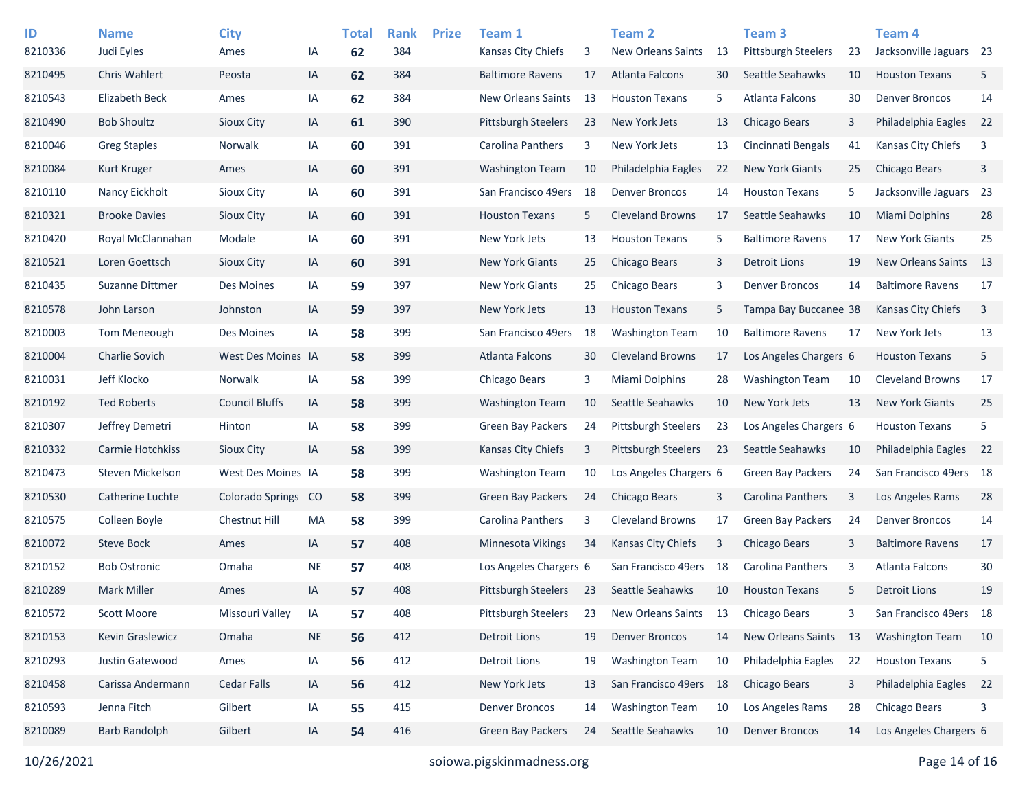| ID | Name | City | | Total | Rank | Prize | Team 1 | | Team 2 | | Team 3 | | Team 4 | |
|---|---|---|---|---|---|---|---|---|---|---|---|---|---|---|
| 8210336 | Judi Eyles | Ames | IA | **62** | 384 | | Kansas City Chiefs | 3 | New Orleans Saints | 13 | Pittsburgh Steelers | 23 | Jacksonville Jaguars | 23 |
| 8210495 | Chris Wahlert | Peosta | IA | **62** | 384 | | Baltimore Ravens | 17 | Atlanta Falcons | 30 | Seattle Seahawks | 10 | Houston Texans | 5 |
| 8210543 | Elizabeth Beck | Ames | IA | **62** | 384 | | New Orleans Saints | 13 | Houston Texans | 5 | Atlanta Falcons | 30 | Denver Broncos | 14 |
| 8210490 | Bob Shoultz | Sioux City | IA | **61** | 390 | | Pittsburgh Steelers | 23 | New York Jets | 13 | Chicago Bears | 3 | Philadelphia Eagles | 22 |
| 8210046 | Greg Staples | Norwalk | IA | **60** | 391 | | Carolina Panthers | 3 | New York Jets | 13 | Cincinnati Bengals | 41 | Kansas City Chiefs | 3 |
| 8210084 | Kurt Kruger | Ames | IA | **60** | 391 | | Washington Team | 10 | Philadelphia Eagles | 22 | New York Giants | 25 | Chicago Bears | 3 |
| 8210110 | Nancy Eickholt | Sioux City | IA | **60** | 391 | | San Francisco 49ers | 18 | Denver Broncos | 14 | Houston Texans | 5 | Jacksonville Jaguars | 23 |
| 8210321 | Brooke Davies | Sioux City | IA | **60** | 391 | | Houston Texans | 5 | Cleveland Browns | 17 | Seattle Seahawks | 10 | Miami Dolphins | 28 |
| 8210420 | Royal McClannahan | Modale | IA | **60** | 391 | | New York Jets | 13 | Houston Texans | 5 | Baltimore Ravens | 17 | New York Giants | 25 |
| 8210521 | Loren Goettsch | Sioux City | IA | **60** | 391 | | New York Giants | 25 | Chicago Bears | 3 | Detroit Lions | 19 | New Orleans Saints | 13 |
| 8210435 | Suzanne Dittmer | Des Moines | IA | **59** | 397 | | New York Giants | 25 | Chicago Bears | 3 | Denver Broncos | 14 | Baltimore Ravens | 17 |
| 8210578 | John Larson | Johnston | IA | **59** | 397 | | New York Jets | 13 | Houston Texans | 5 | Tampa Bay Buccanee | 38 | Kansas City Chiefs | 3 |
| 8210003 | Tom Meneough | Des Moines | IA | **58** | 399 | | San Francisco 49ers | 18 | Washington Team | 10 | Baltimore Ravens | 17 | New York Jets | 13 |
| 8210004 | Charlie Sovich | West Des Moines | IA | **58** | 399 | | Atlanta Falcons | 30 | Cleveland Browns | 17 | Los Angeles Chargers | 6 | Houston Texans | 5 |
| 8210031 | Jeff Klocko | Norwalk | IA | **58** | 399 | | Chicago Bears | 3 | Miami Dolphins | 28 | Washington Team | 10 | Cleveland Browns | 17 |
| 8210192 | Ted Roberts | Council Bluffs | IA | **58** | 399 | | Washington Team | 10 | Seattle Seahawks | 10 | New York Jets | 13 | New York Giants | 25 |
| 8210307 | Jeffrey Demetri | Hinton | IA | **58** | 399 | | Green Bay Packers | 24 | Pittsburgh Steelers | 23 | Los Angeles Chargers | 6 | Houston Texans | 5 |
| 8210332 | Carmie Hotchkiss | Sioux City | IA | **58** | 399 | | Kansas City Chiefs | 3 | Pittsburgh Steelers | 23 | Seattle Seahawks | 10 | Philadelphia Eagles | 22 |
| 8210473 | Steven Mickelson | West Des Moines | IA | **58** | 399 | | Washington Team | 10 | Los Angeles Chargers | 6 | Green Bay Packers | 24 | San Francisco 49ers | 18 |
| 8210530 | Catherine Luchte | Colorado Springs | CO | **58** | 399 | | Green Bay Packers | 24 | Chicago Bears | 3 | Carolina Panthers | 3 | Los Angeles Rams | 28 |
| 8210575 | Colleen Boyle | Chestnut Hill | MA | **58** | 399 | | Carolina Panthers | 3 | Cleveland Browns | 17 | Green Bay Packers | 24 | Denver Broncos | 14 |
| 8210072 | Steve Bock | Ames | IA | **57** | 408 | | Minnesota Vikings | 34 | Kansas City Chiefs | 3 | Chicago Bears | 3 | Baltimore Ravens | 17 |
| 8210152 | Bob Ostronic | Omaha | NE | **57** | 408 | | Los Angeles Chargers | 6 | San Francisco 49ers | 18 | Carolina Panthers | 3 | Atlanta Falcons | 30 |
| 8210289 | Mark Miller | Ames | IA | **57** | 408 | | Pittsburgh Steelers | 23 | Seattle Seahawks | 10 | Houston Texans | 5 | Detroit Lions | 19 |
| 8210572 | Scott Moore | Missouri Valley | IA | **57** | 408 | | Pittsburgh Steelers | 23 | New Orleans Saints | 13 | Chicago Bears | 3 | San Francisco 49ers | 18 |
| 8210153 | Kevin Graslewicz | Omaha | NE | **56** | 412 | | Detroit Lions | 19 | Denver Broncos | 14 | New Orleans Saints | 13 | Washington Team | 10 |
| 8210293 | Justin Gatewood | Ames | IA | **56** | 412 | | Detroit Lions | 19 | Washington Team | 10 | Philadelphia Eagles | 22 | Houston Texans | 5 |
| 8210458 | Carissa Andermann | Cedar Falls | IA | **56** | 412 | | New York Jets | 13 | San Francisco 49ers | 18 | Chicago Bears | 3 | Philadelphia Eagles | 22 |
| 8210593 | Jenna Fitch | Gilbert | IA | **55** | 415 | | Denver Broncos | 14 | Washington Team | 10 | Los Angeles Rams | 28 | Chicago Bears | 3 |
| 8210089 | Barb Randolph | Gilbert | IA | **54** | 416 | | Green Bay Packers | 24 | Seattle Seahawks | 10 | Denver Broncos | 14 | Los Angeles Chargers | 6 |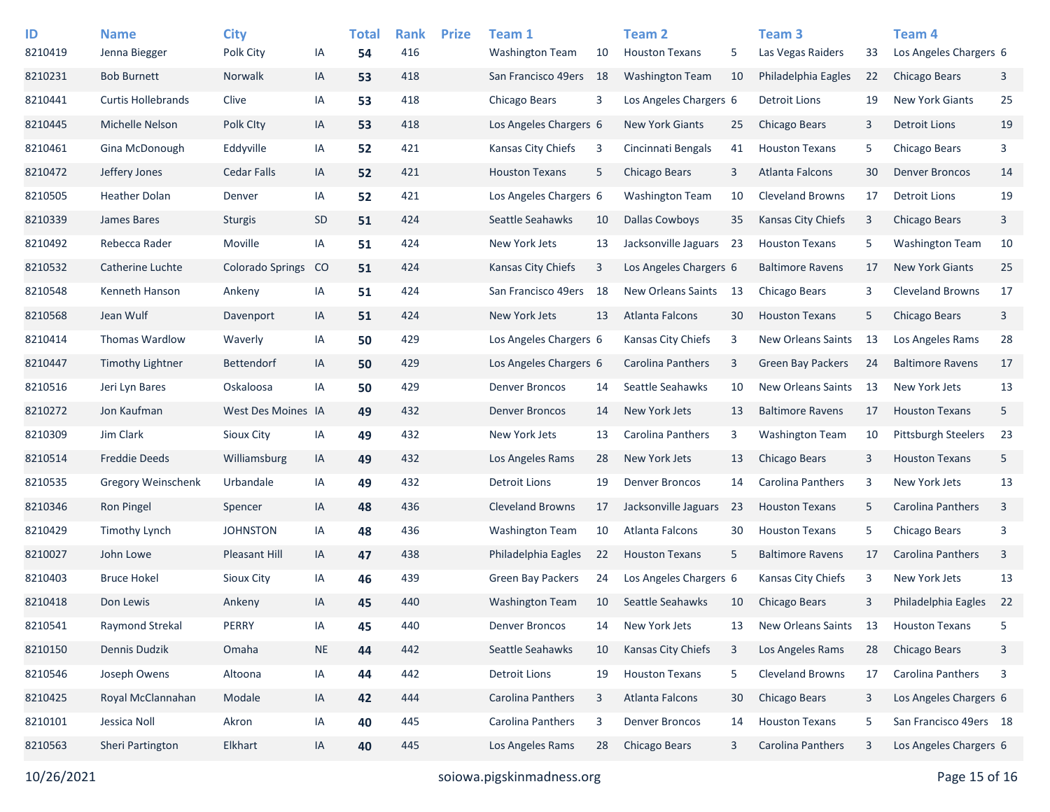| ID | Name | City | | Total | Rank | Prize | Team 1 | | Team 2 | | Team 3 | | Team 4 | |
|---|---|---|---|---|---|---|---|---|---|---|---|---|---|---|
| 8210419 | Jenna Biegger | Polk City | IA | **54** | 416 | | Washington Team | 10 | Houston Texans | 5 | Las Vegas Raiders | 33 | Los Angeles Chargers | 6 |
| 8210231 | Bob Burnett | Norwalk | IA | **53** | 418 | | San Francisco 49ers | 18 | Washington Team | 10 | Philadelphia Eagles | 22 | Chicago Bears | 3 |
| 8210441 | Curtis Hollebrands | Clive | IA | **53** | 418 | | Chicago Bears | 3 | Los Angeles Chargers | 6 | Detroit Lions | 19 | New York Giants | 25 |
| 8210445 | Michelle Nelson | Polk CIty | IA | **53** | 418 | | Los Angeles Chargers | 6 | New York Giants | 25 | Chicago Bears | 3 | Detroit Lions | 19 |
| 8210461 | Gina McDonough | Eddyville | IA | **52** | 421 | | Kansas City Chiefs | 3 | Cincinnati Bengals | 41 | Houston Texans | 5 | Chicago Bears | 3 |
| 8210472 | Jeffery Jones | Cedar Falls | IA | **52** | 421 | | Houston Texans | 5 | Chicago Bears | 3 | Atlanta Falcons | 30 | Denver Broncos | 14 |
| 8210505 | Heather Dolan | Denver | IA | **52** | 421 | | Los Angeles Chargers | 6 | Washington Team | 10 | Cleveland Browns | 17 | Detroit Lions | 19 |
| 8210339 | James Bares | Sturgis | SD | **51** | 424 | | Seattle Seahawks | 10 | Dallas Cowboys | 35 | Kansas City Chiefs | 3 | Chicago Bears | 3 |
| 8210492 | Rebecca Rader | Moville | IA | **51** | 424 | | New York Jets | 13 | Jacksonville Jaguars | 23 | Houston Texans | 5 | Washington Team | 10 |
| 8210532 | Catherine Luchte | Colorado Springs | CO | **51** | 424 | | Kansas City Chiefs | 3 | Los Angeles Chargers | 6 | Baltimore Ravens | 17 | New York Giants | 25 |
| 8210548 | Kenneth Hanson | Ankeny | IA | **51** | 424 | | San Francisco 49ers | 18 | New Orleans Saints | 13 | Chicago Bears | 3 | Cleveland Browns | 17 |
| 8210568 | Jean Wulf | Davenport | IA | **51** | 424 | | New York Jets | 13 | Atlanta Falcons | 30 | Houston Texans | 5 | Chicago Bears | 3 |
| 8210414 | Thomas Wardlow | Waverly | IA | **50** | 429 | | Los Angeles Chargers | 6 | Kansas City Chiefs | 3 | New Orleans Saints | 13 | Los Angeles Rams | 28 |
| 8210447 | Timothy Lightner | Bettendorf | IA | **50** | 429 | | Los Angeles Chargers | 6 | Carolina Panthers | 3 | Green Bay Packers | 24 | Baltimore Ravens | 17 |
| 8210516 | Jeri Lyn Bares | Oskaloosa | IA | **50** | 429 | | Denver Broncos | 14 | Seattle Seahawks | 10 | New Orleans Saints | 13 | New York Jets | 13 |
| 8210272 | Jon Kaufman | West Des Moines | IA | **49** | 432 | | Denver Broncos | 14 | New York Jets | 13 | Baltimore Ravens | 17 | Houston Texans | 5 |
| 8210309 | Jim Clark | Sioux City | IA | **49** | 432 | | New York Jets | 13 | Carolina Panthers | 3 | Washington Team | 10 | Pittsburgh Steelers | 23 |
| 8210514 | Freddie Deeds | Williamsburg | IA | **49** | 432 | | Los Angeles Rams | 28 | New York Jets | 13 | Chicago Bears | 3 | Houston Texans | 5 |
| 8210535 | Gregory Weinschenk | Urbandale | IA | **49** | 432 | | Detroit Lions | 19 | Denver Broncos | 14 | Carolina Panthers | 3 | New York Jets | 13 |
| 8210346 | Ron Pingel | Spencer | IA | **48** | 436 | | Cleveland Browns | 17 | Jacksonville Jaguars | 23 | Houston Texans | 5 | Carolina Panthers | 3 |
| 8210429 | Timothy Lynch | JOHNSTON | IA | **48** | 436 | | Washington Team | 10 | Atlanta Falcons | 30 | Houston Texans | 5 | Chicago Bears | 3 |
| 8210027 | John Lowe | Pleasant Hill | IA | **47** | 438 | | Philadelphia Eagles | 22 | Houston Texans | 5 | Baltimore Ravens | 17 | Carolina Panthers | 3 |
| 8210403 | Bruce Hokel | Sioux City | IA | **46** | 439 | | Green Bay Packers | 24 | Los Angeles Chargers | 6 | Kansas City Chiefs | 3 | New York Jets | 13 |
| 8210418 | Don Lewis | Ankeny | IA | **45** | 440 | | Washington Team | 10 | Seattle Seahawks | 10 | Chicago Bears | 3 | Philadelphia Eagles | 22 |
| 8210541 | Raymond Strekal | PERRY | IA | **45** | 440 | | Denver Broncos | 14 | New York Jets | 13 | New Orleans Saints | 13 | Houston Texans | 5 |
| 8210150 | Dennis Dudzik | Omaha | NE | **44** | 442 | | Seattle Seahawks | 10 | Kansas City Chiefs | 3 | Los Angeles Rams | 28 | Chicago Bears | 3 |
| 8210546 | Joseph Owens | Altoona | IA | **44** | 442 | | Detroit Lions | 19 | Houston Texans | 5 | Cleveland Browns | 17 | Carolina Panthers | 3 |
| 8210425 | Royal McClannahan | Modale | IA | **42** | 444 | | Carolina Panthers | 3 | Atlanta Falcons | 30 | Chicago Bears | 3 | Los Angeles Chargers | 6 |
| 8210101 | Jessica Noll | Akron | IA | **40** | 445 | | Carolina Panthers | 3 | Denver Broncos | 14 | Houston Texans | 5 | San Francisco 49ers | 18 |
| 8210563 | Sheri Partington | Elkhart | IA | **40** | 445 | | Los Angeles Rams | 28 | Chicago Bears | 3 | Carolina Panthers | 3 | Los Angeles Chargers | 6 |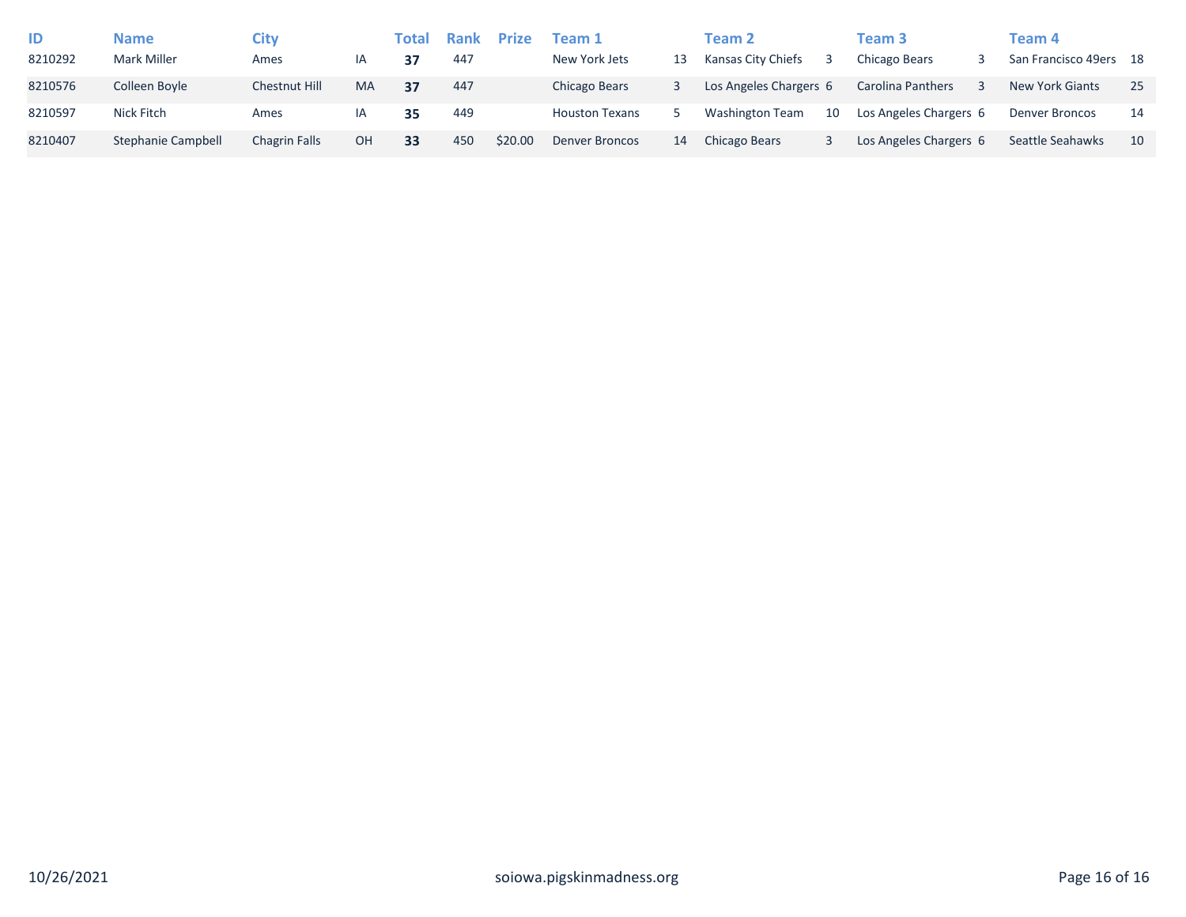| ID | Name | City | | Total | Rank | Prize | Team 1 | | Team 2 | | Team 3 | | Team 4 | |
|---|---|---|---|---|---|---|---|---|---|---|---|---|---|---|
| 8210292 | Mark Miller | Ames | IA | **37** | 447 | | New York Jets | 13 | Kansas City Chiefs | 3 | Chicago Bears | 3 | San Francisco 49ers | 18 |
| 8210576 | Colleen Boyle | Chestnut Hill | MA | **37** | 447 | | Chicago Bears | 3 | Los Angeles Chargers | 6 | Carolina Panthers | 3 | New York Giants | 25 |
| 8210597 | Nick Fitch | Ames | IA | **35** | 449 | | Houston Texans | 5 | Washington Team | 10 | Los Angeles Chargers | 6 | Denver Broncos | 14 |
| 8210407 | Stephanie Campbell | Chagrin Falls | OH | **33** | 450 | $20.00 | Denver Broncos | 14 | Chicago Bears | 3 | Los Angeles Chargers | 6 | Seattle Seahawks | 10 |

10/26/2021 soiowa.pigskinmadness.org